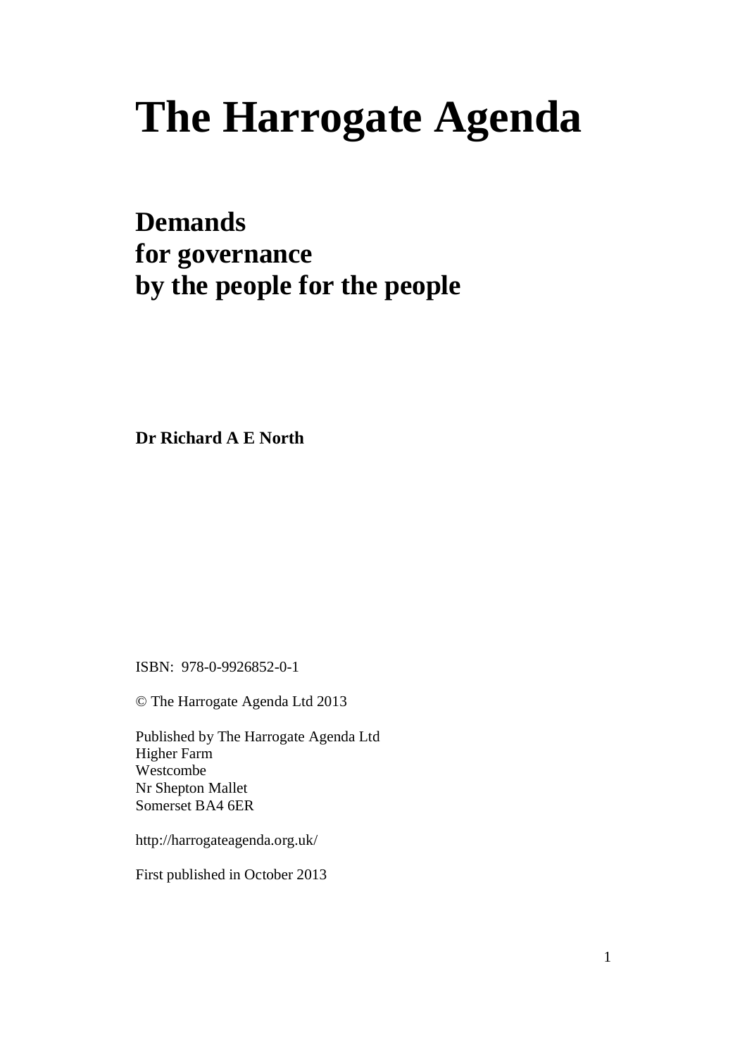# The Harrogate Agenda

## Demands for governance by the people for the people

**Dr Richard A E North**

ISBN: 978-0-9926852-0-1

© The Harrogate Agenda Ltd 2013

Published by The Harrogate Agenda Ltd
Higher Farm
Westcombe
Nr Shepton Mallet
Somerset BA4 6ER

http://harrogateagenda.org.uk/

First published in October 2013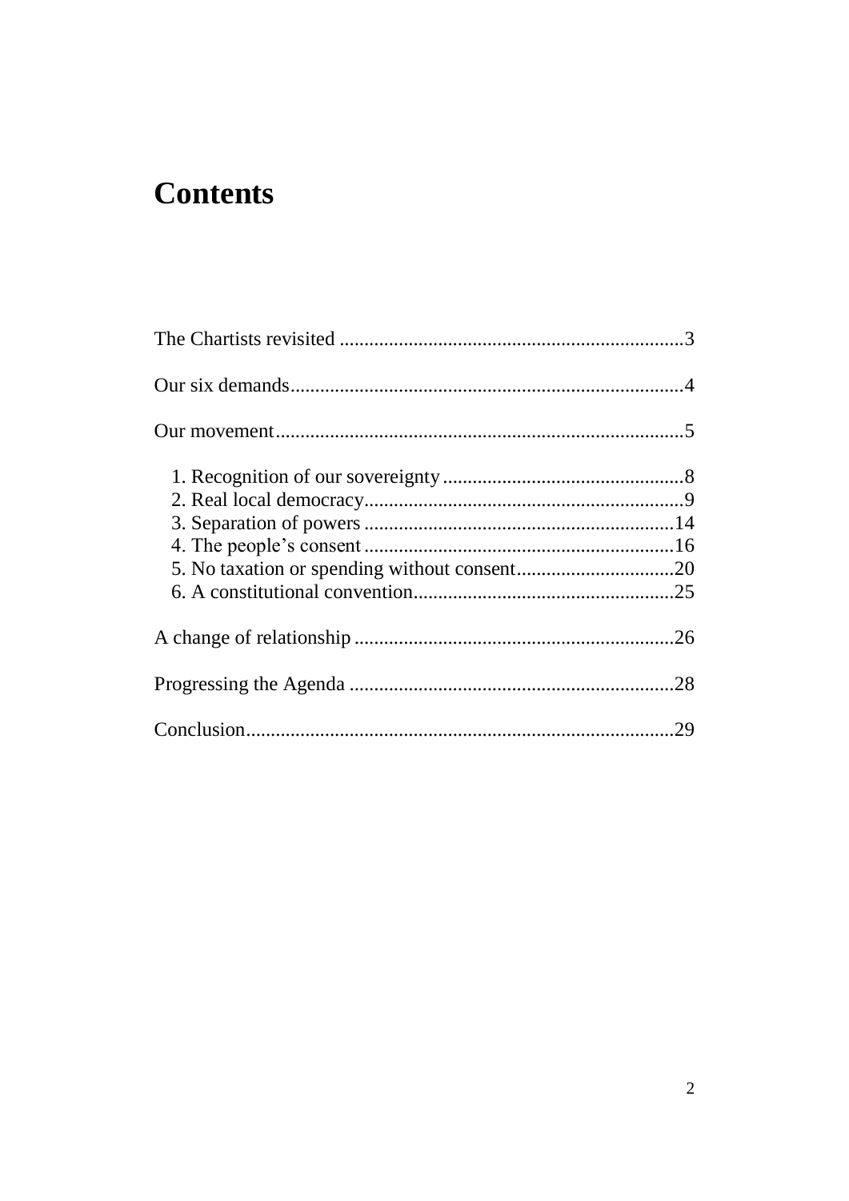# Contents

The Chartists revisited ..................................................................... 3

Our six demands............................................................................... 4

Our movement.................................................................................. 5

1. Recognition of our sovereignty ................................................. 8
2. Real local democracy................................................................. 9
3. Separation of powers .............................................................. 14
4. The people's consent .............................................................. 16
5. No taxation or spending without consent................................ 20
6. A constitutional convention.................................................... 25

A change of relationship ................................................................ 26

Progressing the Agenda ................................................................. 28

Conclusion...................................................................................... 29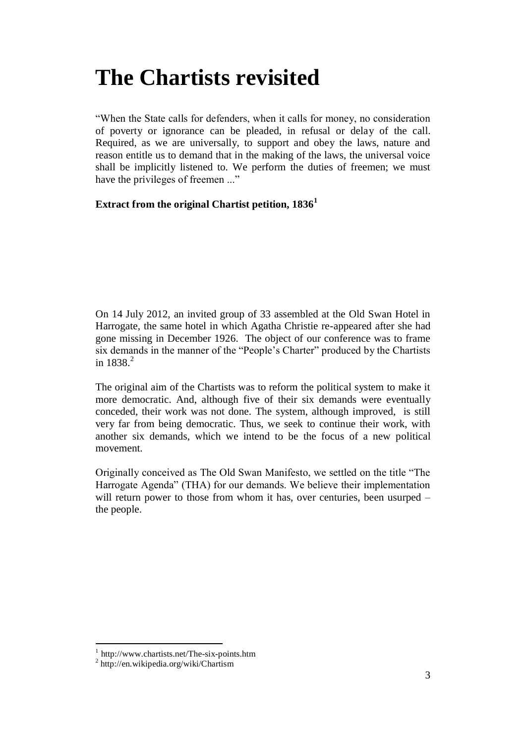# The Chartists revisited

"When the State calls for defenders, when it calls for money, no consideration of poverty or ignorance can be pleaded, in refusal or delay of the call. Required, as we are universally, to support and obey the laws, nature and reason entitle us to demand that in the making of the laws, the universal voice shall be implicitly listened to. We perform the duties of freemen; we must have the privileges of freemen ..."

**Extract from the original Chartist petition, 1836[1]**

On 14 July 2012, an invited group of 33 assembled at the Old Swan Hotel in Harrogate, the same hotel in which Agatha Christie re-appeared after she had gone missing in December 1926. The object of our conference was to frame six demands in the manner of the "People's Charter" produced by the Chartists in 1838.[2]

The original aim of the Chartists was to reform the political system to make it more democratic. And, although five of their six demands were eventually conceded, their work was not done. The system, although improved, is still very far from being democratic. Thus, we seek to continue their work, with another six demands, which we intend to be the focus of a new political movement.

Originally conceived as The Old Swan Manifesto, we settled on the title "The Harrogate Agenda" (THA) for our demands. We believe their implementation will return power to those from whom it has, over centuries, been usurped – the people.

[1] http://www.chartists.net/The-six-points.htm
[2] http://en.wikipedia.org/wiki/Chartism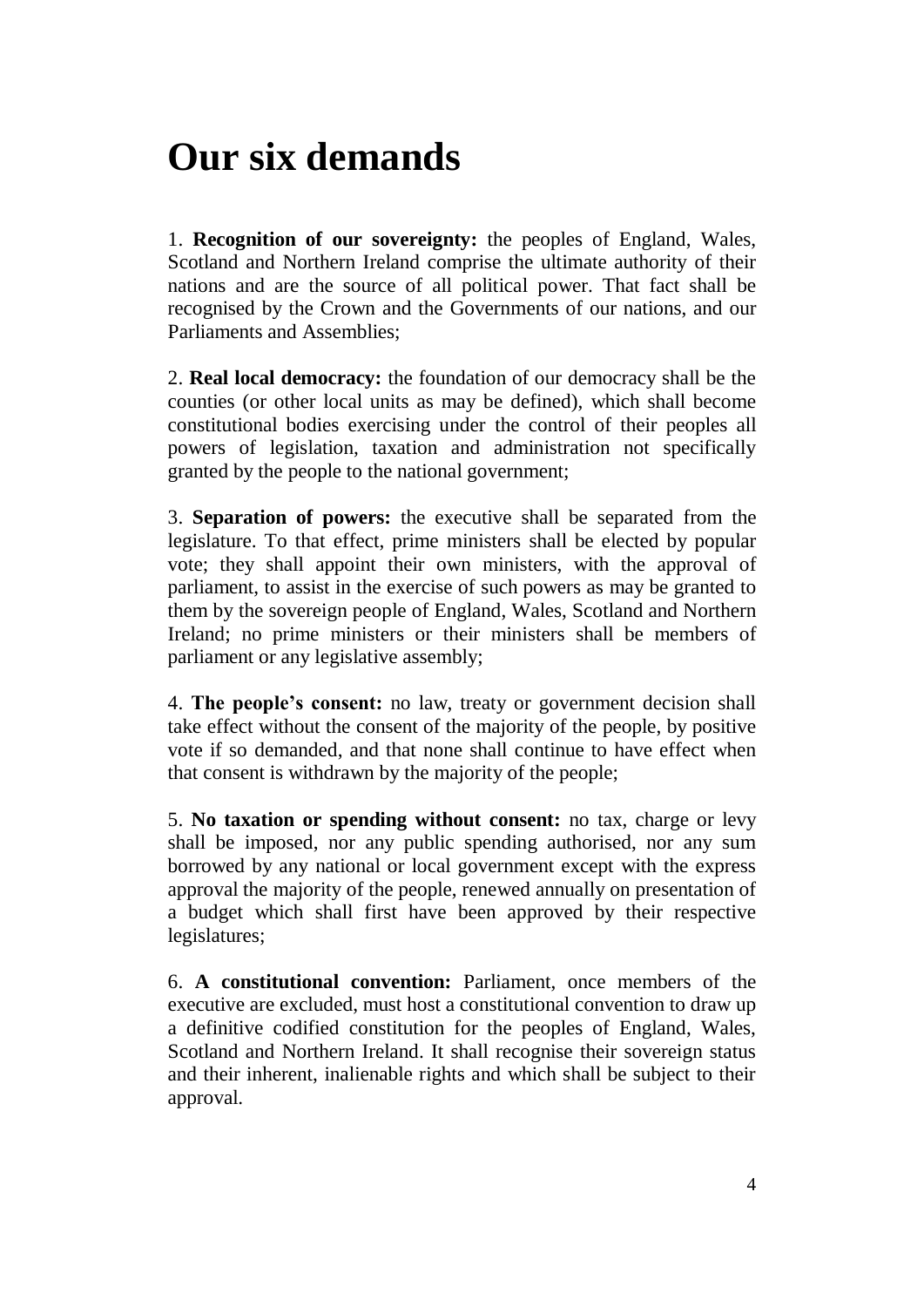# Our six demands

1. **Recognition of our sovereignty:** the peoples of England, Wales, Scotland and Northern Ireland comprise the ultimate authority of their nations and are the source of all political power. That fact shall be recognised by the Crown and the Governments of our nations, and our Parliaments and Assemblies;

2. **Real local democracy:** the foundation of our democracy shall be the counties (or other local units as may be defined), which shall become constitutional bodies exercising under the control of their peoples all powers of legislation, taxation and administration not specifically granted by the people to the national government;

3. **Separation of powers:** the executive shall be separated from the legislature. To that effect, prime ministers shall be elected by popular vote; they shall appoint their own ministers, with the approval of parliament, to assist in the exercise of such powers as may be granted to them by the sovereign people of England, Wales, Scotland and Northern Ireland; no prime ministers or their ministers shall be members of parliament or any legislative assembly;

4. **The people's consent:** no law, treaty or government decision shall take effect without the consent of the majority of the people, by positive vote if so demanded, and that none shall continue to have effect when that consent is withdrawn by the majority of the people;

5. **No taxation or spending without consent:** no tax, charge or levy shall be imposed, nor any public spending authorised, nor any sum borrowed by any national or local government except with the express approval the majority of the people, renewed annually on presentation of a budget which shall first have been approved by their respective legislatures;

6. **A constitutional convention:** Parliament, once members of the executive are excluded, must host a constitutional convention to draw up a definitive codified constitution for the peoples of England, Wales, Scotland and Northern Ireland. It shall recognise their sovereign status and their inherent, inalienable rights and which shall be subject to their approval.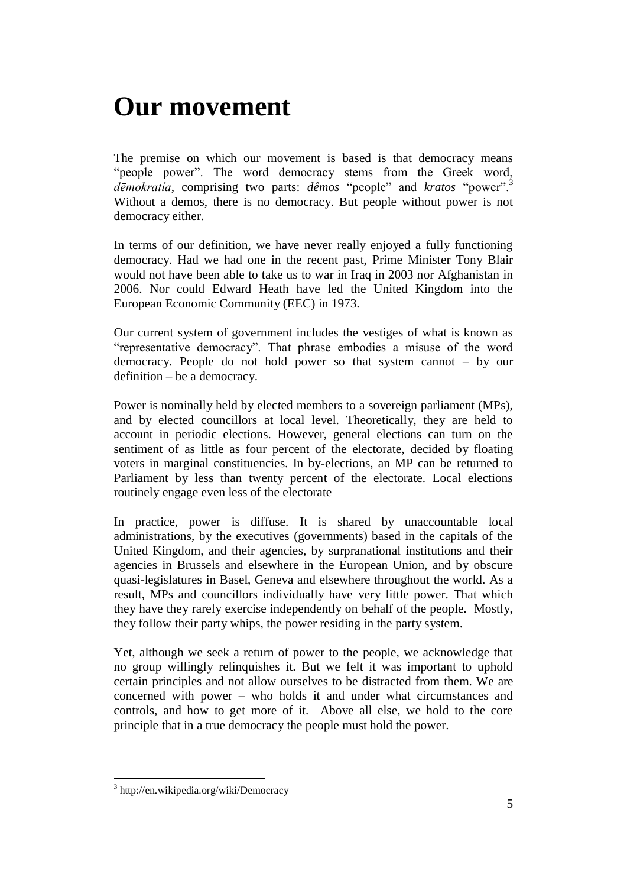# Our movement

The premise on which our movement is based is that democracy means "people power". The word democracy stems from the Greek word, *dēmokratía*, comprising two parts: *dêmos* "people" and *kratos* "power".[3] Without a demos, there is no democracy. But people without power is not democracy either.

In terms of our definition, we have never really enjoyed a fully functioning democracy. Had we had one in the recent past, Prime Minister Tony Blair would not have been able to take us to war in Iraq in 2003 nor Afghanistan in 2006. Nor could Edward Heath have led the United Kingdom into the European Economic Community (EEC) in 1973.

Our current system of government includes the vestiges of what is known as "representative democracy". That phrase embodies a misuse of the word democracy. People do not hold power so that system cannot – by our definition – be a democracy.

Power is nominally held by elected members to a sovereign parliament (MPs), and by elected councillors at local level. Theoretically, they are held to account in periodic elections. However, general elections can turn on the sentiment of as little as four percent of the electorate, decided by floating voters in marginal constituencies. In by-elections, an MP can be returned to Parliament by less than twenty percent of the electorate. Local elections routinely engage even less of the electorate

In practice, power is diffuse. It is shared by unaccountable local administrations, by the executives (governments) based in the capitals of the United Kingdom, and their agencies, by surpranational institutions and their agencies in Brussels and elsewhere in the European Union, and by obscure quasi-legislatures in Basel, Geneva and elsewhere throughout the world. As a result, MPs and councillors individually have very little power. That which they have they rarely exercise independently on behalf of the people. Mostly, they follow their party whips, the power residing in the party system.

Yet, although we seek a return of power to the people, we acknowledge that no group willingly relinquishes it. But we felt it was important to uphold certain principles and not allow ourselves to be distracted from them. We are concerned with power – who holds it and under what circumstances and controls, and how to get more of it. Above all else, we hold to the core principle that in a true democracy the people must hold the power.

[3] http://en.wikipedia.org/wiki/Democracy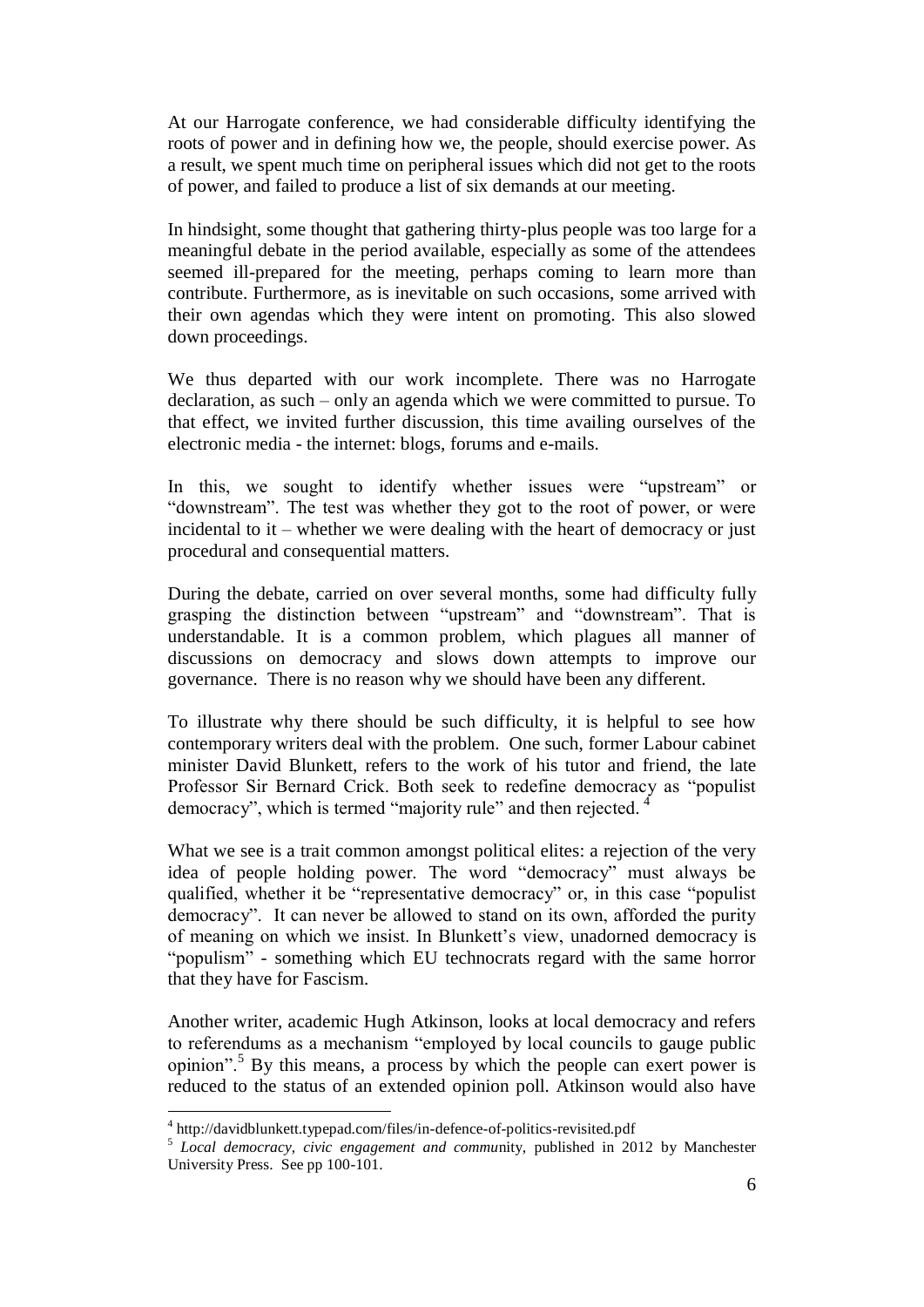At our Harrogate conference, we had considerable difficulty identifying the roots of power and in defining how we, the people, should exercise power. As a result, we spent much time on peripheral issues which did not get to the roots of power, and failed to produce a list of six demands at our meeting.

In hindsight, some thought that gathering thirty-plus people was too large for a meaningful debate in the period available, especially as some of the attendees seemed ill-prepared for the meeting, perhaps coming to learn more than contribute. Furthermore, as is inevitable on such occasions, some arrived with their own agendas which they were intent on promoting. This also slowed down proceedings.

We thus departed with our work incomplete. There was no Harrogate declaration, as such – only an agenda which we were committed to pursue. To that effect, we invited further discussion, this time availing ourselves of the electronic media - the internet: blogs, forums and e-mails.

In this, we sought to identify whether issues were "upstream" or "downstream". The test was whether they got to the root of power, or were incidental to it – whether we were dealing with the heart of democracy or just procedural and consequential matters.

During the debate, carried on over several months, some had difficulty fully grasping the distinction between "upstream" and "downstream". That is understandable. It is a common problem, which plagues all manner of discussions on democracy and slows down attempts to improve our governance. There is no reason why we should have been any different.

To illustrate why there should be such difficulty, it is helpful to see how contemporary writers deal with the problem. One such, former Labour cabinet minister David Blunkett, refers to the work of his tutor and friend, the late Professor Sir Bernard Crick. Both seek to redefine democracy as "populist democracy", which is termed "majority rule" and then rejected. [4]

What we see is a trait common amongst political elites: a rejection of the very idea of people holding power. The word "democracy" must always be qualified, whether it be "representative democracy" or, in this case "populist democracy". It can never be allowed to stand on its own, afforded the purity of meaning on which we insist. In Blunkett's view, unadorned democracy is "populism" - something which EU technocrats regard with the same horror that they have for Fascism.

Another writer, academic Hugh Atkinson, looks at local democracy and refers to referendums as a mechanism "employed by local councils to gauge public opinion".[5] By this means, a process by which the people can exert power is reduced to the status of an extended opinion poll. Atkinson would also have

---

[4] http://davidblunkett.typepad.com/files/in-defence-of-politics-revisited.pdf

[5] *Local democracy, civic engagement and community*, published in 2012 by Manchester University Press. See pp 100-101.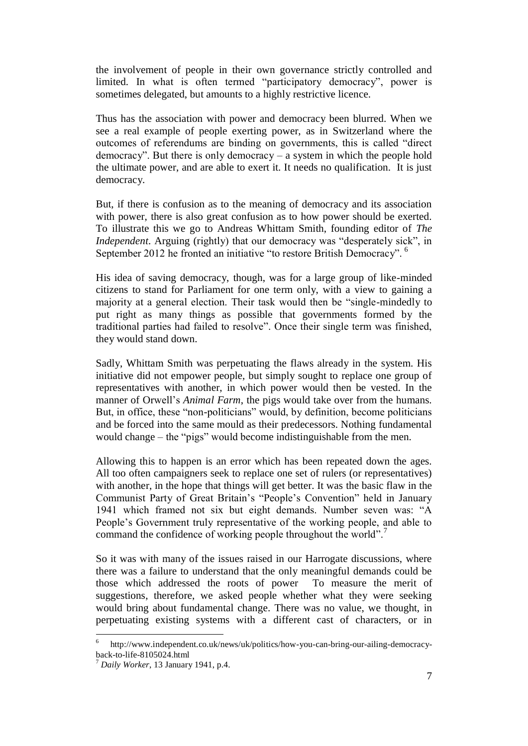the involvement of people in their own governance strictly controlled and limited. In what is often termed "participatory democracy", power is sometimes delegated, but amounts to a highly restrictive licence.

Thus has the association with power and democracy been blurred. When we see a real example of people exerting power, as in Switzerland where the outcomes of referendums are binding on governments, this is called "direct democracy". But there is only democracy – a system in which the people hold the ultimate power, and are able to exert it. It needs no qualification. It is just democracy.

But, if there is confusion as to the meaning of democracy and its association with power, there is also great confusion as to how power should be exerted. To illustrate this we go to Andreas Whittam Smith, founding editor of *The Independent*. Arguing (rightly) that our democracy was "desperately sick", in September 2012 he fronted an initiative "to restore British Democracy". [6]

His idea of saving democracy, though, was for a large group of like-minded citizens to stand for Parliament for one term only, with a view to gaining a majority at a general election. Their task would then be "single-mindedly to put right as many things as possible that governments formed by the traditional parties had failed to resolve". Once their single term was finished, they would stand down.

Sadly, Whittam Smith was perpetuating the flaws already in the system. His initiative did not empower people, but simply sought to replace one group of representatives with another, in which power would then be vested. In the manner of Orwell's *Animal Farm*, the pigs would take over from the humans. But, in office, these "non-politicians" would, by definition, become politicians and be forced into the same mould as their predecessors. Nothing fundamental would change – the "pigs" would become indistinguishable from the men.

Allowing this to happen is an error which has been repeated down the ages. All too often campaigners seek to replace one set of rulers (or representatives) with another, in the hope that things will get better. It was the basic flaw in the Communist Party of Great Britain's "People's Convention" held in January 1941 which framed not six but eight demands. Number seven was: "A People's Government truly representative of the working people, and able to command the confidence of working people throughout the world".[7]

So it was with many of the issues raised in our Harrogate discussions, where there was a failure to understand that the only meaningful demands could be those which addressed the roots of power To measure the merit of suggestions, therefore, we asked people whether what they were seeking would bring about fundamental change. There was no value, we thought, in perpetuating existing systems with a different cast of characters, or in

---

[6] http://www.independent.co.uk/news/uk/politics/how-you-can-bring-our-ailing-democracy-back-to-life-8105024.html

[7] *Daily Worker*, 13 January 1941, p.4.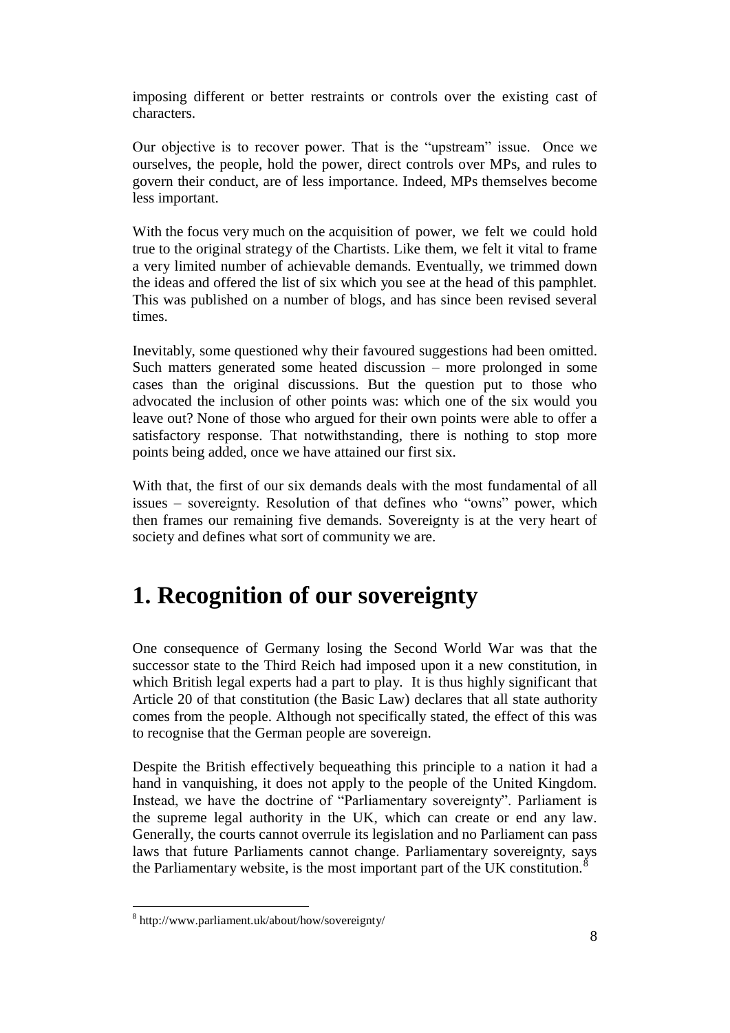imposing different or better restraints or controls over the existing cast of characters.

Our objective is to recover power. That is the "upstream" issue. Once we ourselves, the people, hold the power, direct controls over MPs, and rules to govern their conduct, are of less importance. Indeed, MPs themselves become less important.

With the focus very much on the acquisition of power, we felt we could hold true to the original strategy of the Chartists. Like them, we felt it vital to frame a very limited number of achievable demands. Eventually, we trimmed down the ideas and offered the list of six which you see at the head of this pamphlet. This was published on a number of blogs, and has since been revised several times.

Inevitably, some questioned why their favoured suggestions had been omitted. Such matters generated some heated discussion – more prolonged in some cases than the original discussions. But the question put to those who advocated the inclusion of other points was: which one of the six would you leave out? None of those who argued for their own points were able to offer a satisfactory response. That notwithstanding, there is nothing to stop more points being added, once we have attained our first six.

With that, the first of our six demands deals with the most fundamental of all issues – sovereignty. Resolution of that defines who "owns" power, which then frames our remaining five demands. Sovereignty is at the very heart of society and defines what sort of community we are.

# 1. Recognition of our sovereignty

One consequence of Germany losing the Second World War was that the successor state to the Third Reich had imposed upon it a new constitution, in which British legal experts had a part to play. It is thus highly significant that Article 20 of that constitution (the Basic Law) declares that all state authority comes from the people. Although not specifically stated, the effect of this was to recognise that the German people are sovereign.

Despite the British effectively bequeathing this principle to a nation it had a hand in vanquishing, it does not apply to the people of the United Kingdom. Instead, we have the doctrine of "Parliamentary sovereignty". Parliament is the supreme legal authority in the UK, which can create or end any law. Generally, the courts cannot overrule its legislation and no Parliament can pass laws that future Parliaments cannot change. Parliamentary sovereignty, says the Parliamentary website, is the most important part of the UK constitution.[8]

---

[8] http://www.parliament.uk/about/how/sovereignty/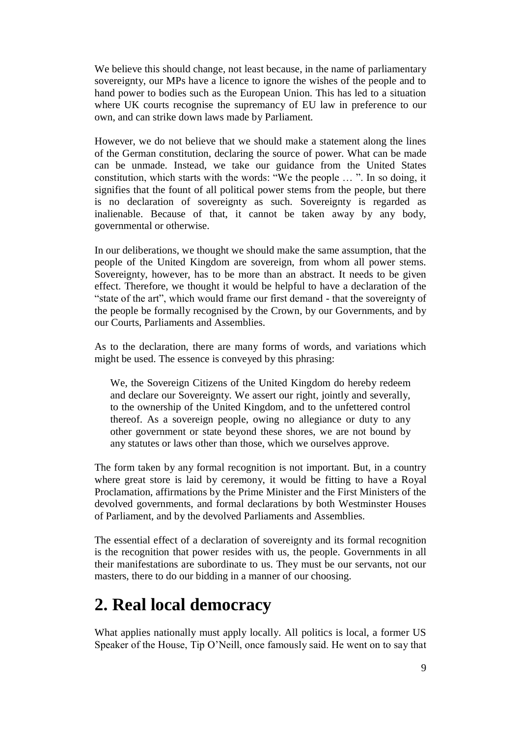We believe this should change, not least because, in the name of parliamentary sovereignty, our MPs have a licence to ignore the wishes of the people and to hand power to bodies such as the European Union. This has led to a situation where UK courts recognise the supremancy of EU law in preference to our own, and can strike down laws made by Parliament.

However, we do not believe that we should make a statement along the lines of the German constitution, declaring the source of power. What can be made can be unmade. Instead, we take our guidance from the United States constitution, which starts with the words: "We the people … ". In so doing, it signifies that the fount of all political power stems from the people, but there is no declaration of sovereignty as such. Sovereignty is regarded as inalienable. Because of that, it cannot be taken away by any body, governmental or otherwise.

In our deliberations, we thought we should make the same assumption, that the people of the United Kingdom are sovereign, from whom all power stems. Sovereignty, however, has to be more than an abstract. It needs to be given effect. Therefore, we thought it would be helpful to have a declaration of the "state of the art", which would frame our first demand - that the sovereignty of the people be formally recognised by the Crown, by our Governments, and by our Courts, Parliaments and Assemblies.

As to the declaration, there are many forms of words, and variations which might be used. The essence is conveyed by this phrasing:

> We, the Sovereign Citizens of the United Kingdom do hereby redeem and declare our Sovereignty. We assert our right, jointly and severally, to the ownership of the United Kingdom, and to the unfettered control thereof. As a sovereign people, owing no allegiance or duty to any other government or state beyond these shores, we are not bound by any statutes or laws other than those, which we ourselves approve.

The form taken by any formal recognition is not important. But, in a country where great store is laid by ceremony, it would be fitting to have a Royal Proclamation, affirmations by the Prime Minister and the First Ministers of the devolved governments, and formal declarations by both Westminster Houses of Parliament, and by the devolved Parliaments and Assemblies.

The essential effect of a declaration of sovereignty and its formal recognition is the recognition that power resides with us, the people. Governments in all their manifestations are subordinate to us. They must be our servants, not our masters, there to do our bidding in a manner of our choosing.

# 2. Real local democracy

What applies nationally must apply locally. All politics is local, a former US Speaker of the House, Tip O'Neill, once famously said. He went on to say that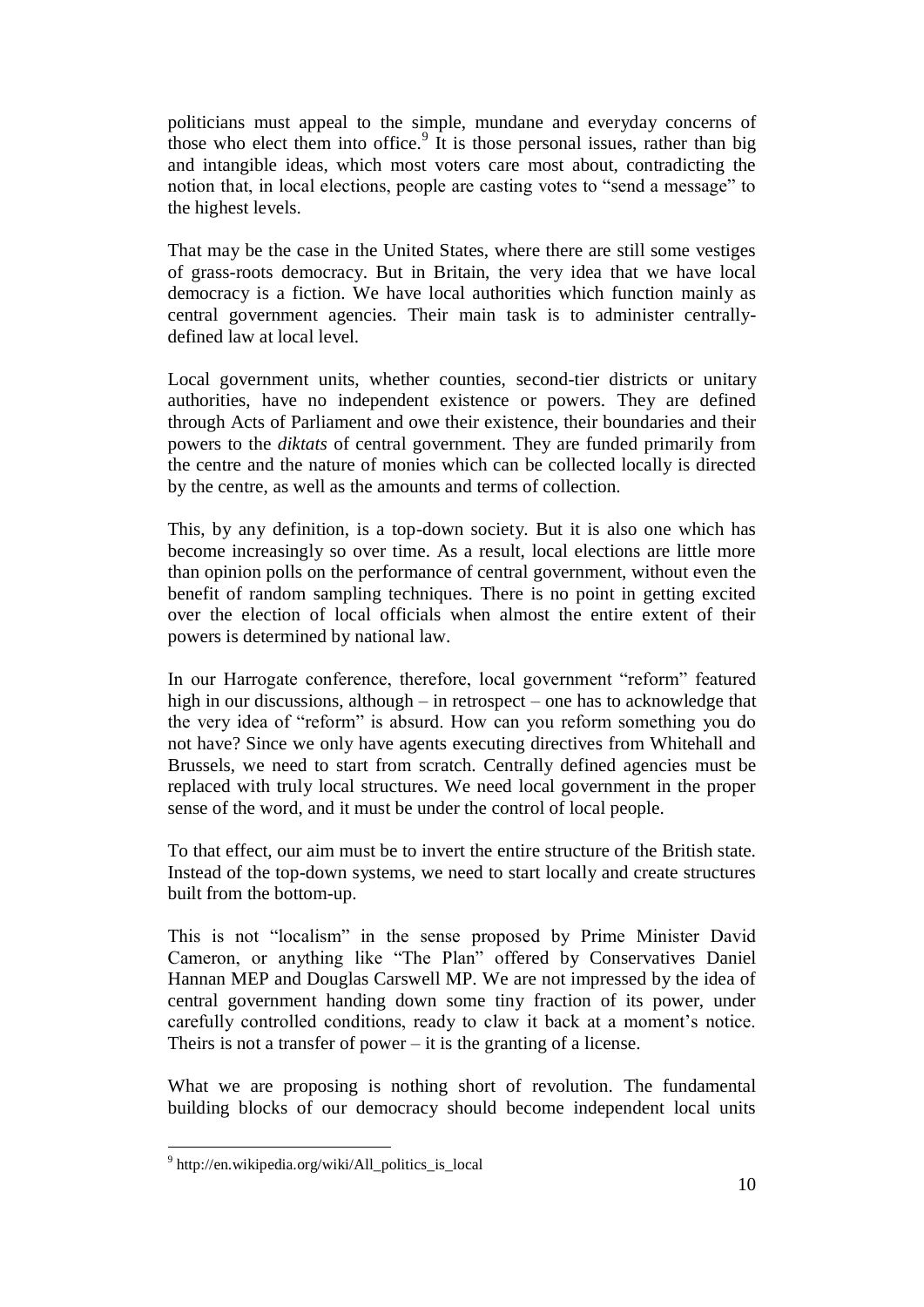politicians must appeal to the simple, mundane and everyday concerns of those who elect them into office.[9] It is those personal issues, rather than big and intangible ideas, which most voters care most about, contradicting the notion that, in local elections, people are casting votes to "send a message" to the highest levels.

That may be the case in the United States, where there are still some vestiges of grass-roots democracy. But in Britain, the very idea that we have local democracy is a fiction. We have local authorities which function mainly as central government agencies. Their main task is to administer centrally-defined law at local level.

Local government units, whether counties, second-tier districts or unitary authorities, have no independent existence or powers. They are defined through Acts of Parliament and owe their existence, their boundaries and their powers to the *diktats* of central government. They are funded primarily from the centre and the nature of monies which can be collected locally is directed by the centre, as well as the amounts and terms of collection.

This, by any definition, is a top-down society. But it is also one which has become increasingly so over time. As a result, local elections are little more than opinion polls on the performance of central government, without even the benefit of random sampling techniques. There is no point in getting excited over the election of local officials when almost the entire extent of their powers is determined by national law.

In our Harrogate conference, therefore, local government "reform" featured high in our discussions, although – in retrospect – one has to acknowledge that the very idea of "reform" is absurd. How can you reform something you do not have? Since we only have agents executing directives from Whitehall and Brussels, we need to start from scratch. Centrally defined agencies must be replaced with truly local structures. We need local government in the proper sense of the word, and it must be under the control of local people.

To that effect, our aim must be to invert the entire structure of the British state. Instead of the top-down systems, we need to start locally and create structures built from the bottom-up.

This is not "localism" in the sense proposed by Prime Minister David Cameron, or anything like "The Plan" offered by Conservatives Daniel Hannan MEP and Douglas Carswell MP. We are not impressed by the idea of central government handing down some tiny fraction of its power, under carefully controlled conditions, ready to claw it back at a moment's notice. Theirs is not a transfer of power – it is the granting of a license.

What we are proposing is nothing short of revolution. The fundamental building blocks of our democracy should become independent local units

[9] http://en.wikipedia.org/wiki/All_politics_is_local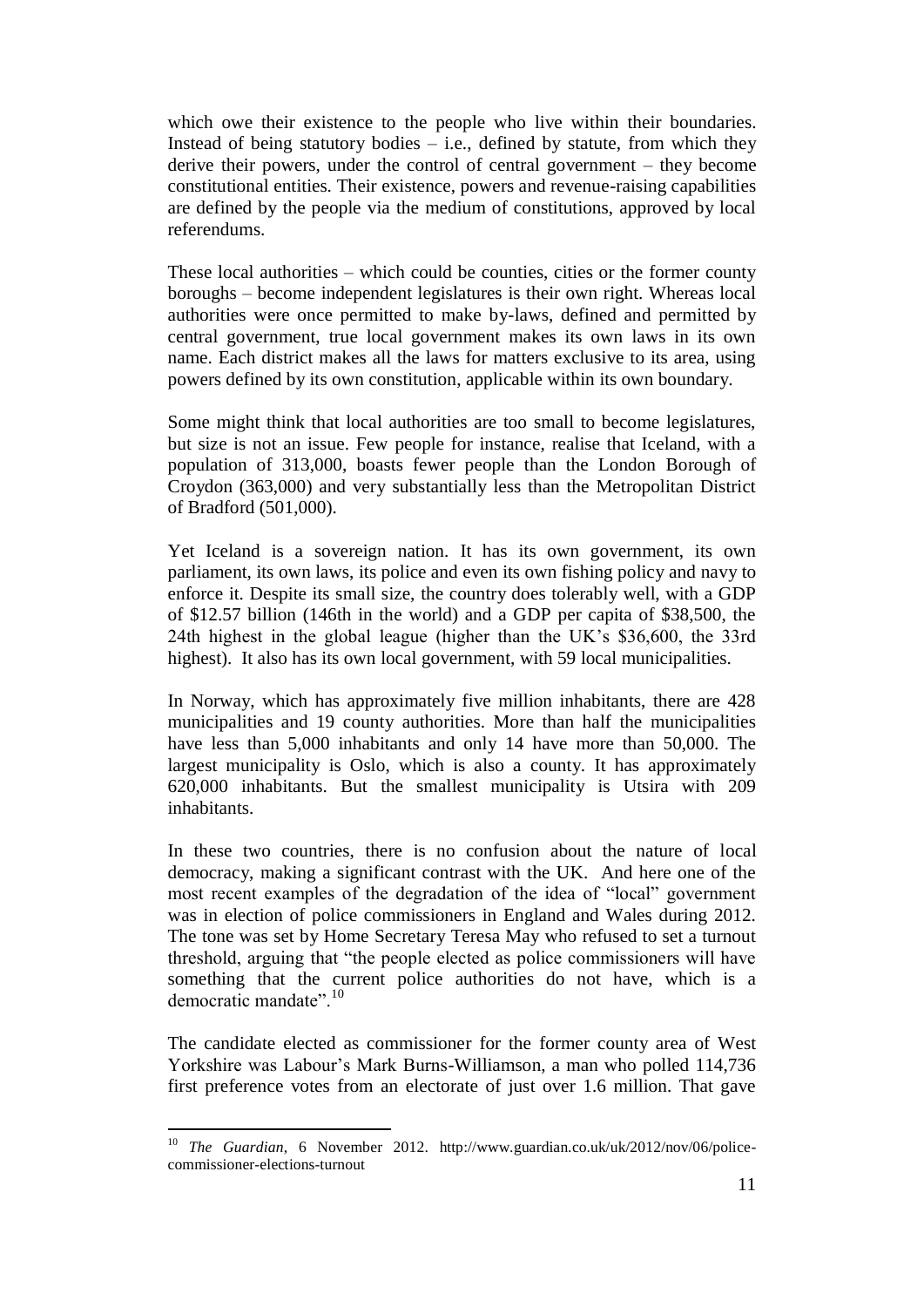which owe their existence to the people who live within their boundaries. Instead of being statutory bodies – i.e., defined by statute, from which they derive their powers, under the control of central government – they become constitutional entities. Their existence, powers and revenue-raising capabilities are defined by the people via the medium of constitutions, approved by local referendums.

These local authorities – which could be counties, cities or the former county boroughs – become independent legislatures is their own right. Whereas local authorities were once permitted to make by-laws, defined and permitted by central government, true local government makes its own laws in its own name. Each district makes all the laws for matters exclusive to its area, using powers defined by its own constitution, applicable within its own boundary.

Some might think that local authorities are too small to become legislatures, but size is not an issue. Few people for instance, realise that Iceland, with a population of 313,000, boasts fewer people than the London Borough of Croydon (363,000) and very substantially less than the Metropolitan District of Bradford (501,000).

Yet Iceland is a sovereign nation. It has its own government, its own parliament, its own laws, its police and even its own fishing policy and navy to enforce it. Despite its small size, the country does tolerably well, with a GDP of $12.57 billion (146th in the world) and a GDP per capita of $38,500, the 24th highest in the global league (higher than the UK's $36,600, the 33rd highest). It also has its own local government, with 59 local municipalities.

In Norway, which has approximately five million inhabitants, there are 428 municipalities and 19 county authorities. More than half the municipalities have less than 5,000 inhabitants and only 14 have more than 50,000. The largest municipality is Oslo, which is also a county. It has approximately 620,000 inhabitants. But the smallest municipality is Utsira with 209 inhabitants.

In these two countries, there is no confusion about the nature of local democracy, making a significant contrast with the UK. And here one of the most recent examples of the degradation of the idea of "local" government was in election of police commissioners in England and Wales during 2012. The tone was set by Home Secretary Teresa May who refused to set a turnout threshold, arguing that "the people elected as police commissioners will have something that the current police authorities do not have, which is a democratic mandate".[10]

The candidate elected as commissioner for the former county area of West Yorkshire was Labour's Mark Burns-Williamson, a man who polled 114,736 first preference votes from an electorate of just over 1.6 million. That gave

[10] *The Guardian*, 6 November 2012. http://www.guardian.co.uk/uk/2012/nov/06/police-commissioner-elections-turnout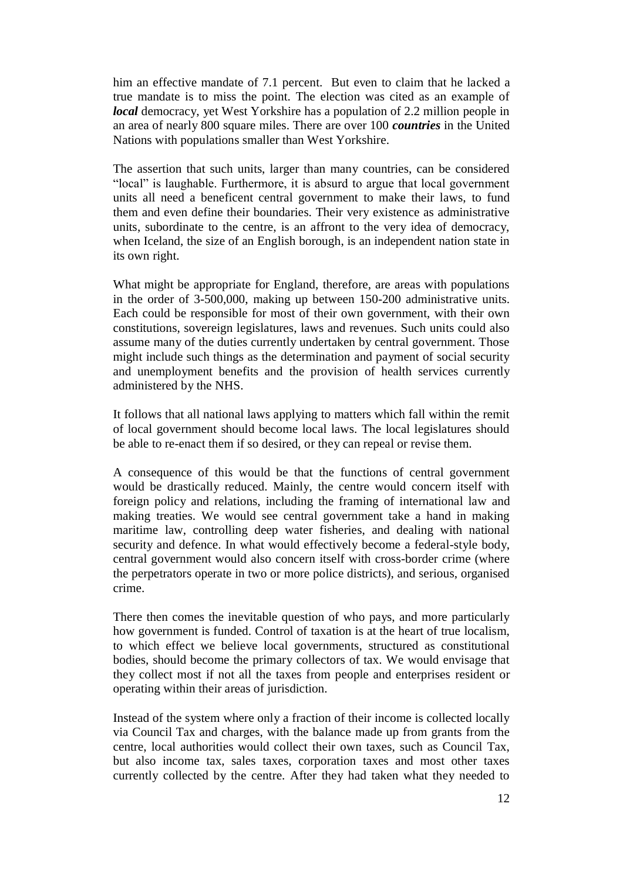him an effective mandate of 7.1 percent. But even to claim that he lacked a true mandate is to miss the point. The election was cited as an example of ***local*** democracy, yet West Yorkshire has a population of 2.2 million people in an area of nearly 800 square miles. There are over 100 ***countries*** in the United Nations with populations smaller than West Yorkshire.

The assertion that such units, larger than many countries, can be considered "local" is laughable. Furthermore, it is absurd to argue that local government units all need a beneficent central government to make their laws, to fund them and even define their boundaries. Their very existence as administrative units, subordinate to the centre, is an affront to the very idea of democracy, when Iceland, the size of an English borough, is an independent nation state in its own right.

What might be appropriate for England, therefore, are areas with populations in the order of 3-500,000, making up between 150-200 administrative units. Each could be responsible for most of their own government, with their own constitutions, sovereign legislatures, laws and revenues. Such units could also assume many of the duties currently undertaken by central government. Those might include such things as the determination and payment of social security and unemployment benefits and the provision of health services currently administered by the NHS.

It follows that all national laws applying to matters which fall within the remit of local government should become local laws. The local legislatures should be able to re-enact them if so desired, or they can repeal or revise them.

A consequence of this would be that the functions of central government would be drastically reduced. Mainly, the centre would concern itself with foreign policy and relations, including the framing of international law and making treaties. We would see central government take a hand in making maritime law, controlling deep water fisheries, and dealing with national security and defence. In what would effectively become a federal-style body, central government would also concern itself with cross-border crime (where the perpetrators operate in two or more police districts), and serious, organised crime.

There then comes the inevitable question of who pays, and more particularly how government is funded. Control of taxation is at the heart of true localism, to which effect we believe local governments, structured as constitutional bodies, should become the primary collectors of tax. We would envisage that they collect most if not all the taxes from people and enterprises resident or operating within their areas of jurisdiction.

Instead of the system where only a fraction of their income is collected locally via Council Tax and charges, with the balance made up from grants from the centre, local authorities would collect their own taxes, such as Council Tax, but also income tax, sales taxes, corporation taxes and most other taxes currently collected by the centre. After they had taken what they needed to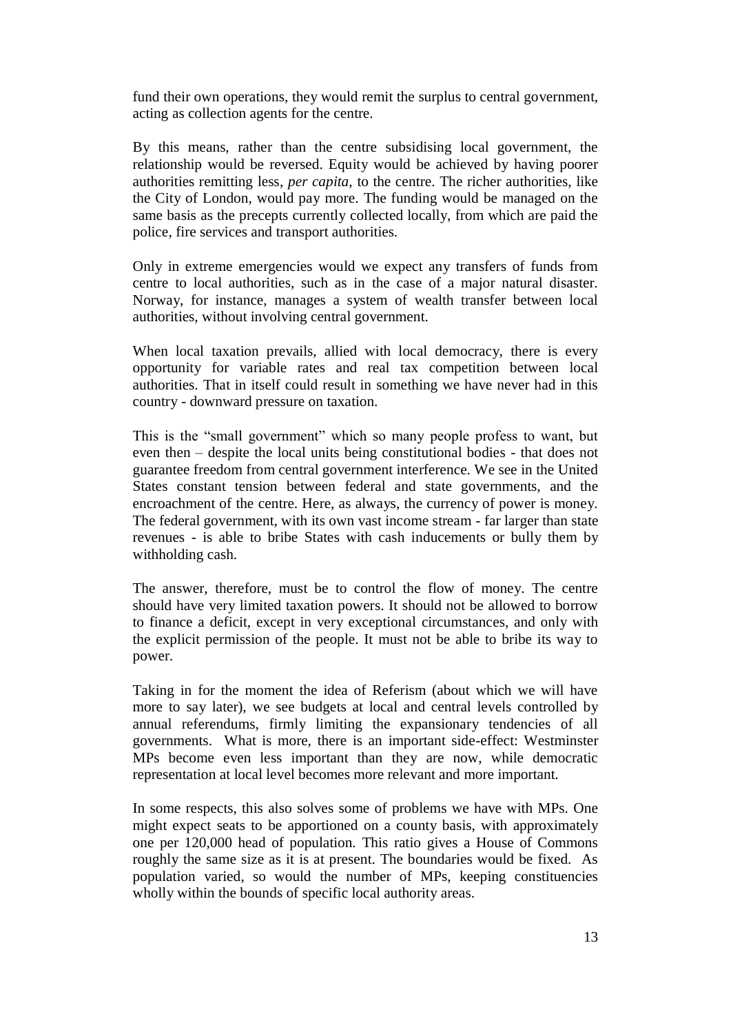fund their own operations, they would remit the surplus to central government, acting as collection agents for the centre.

By this means, rather than the centre subsidising local government, the relationship would be reversed. Equity would be achieved by having poorer authorities remitting less, *per capita*, to the centre. The richer authorities, like the City of London, would pay more. The funding would be managed on the same basis as the precepts currently collected locally, from which are paid the police, fire services and transport authorities.

Only in extreme emergencies would we expect any transfers of funds from centre to local authorities, such as in the case of a major natural disaster. Norway, for instance, manages a system of wealth transfer between local authorities, without involving central government.

When local taxation prevails, allied with local democracy, there is every opportunity for variable rates and real tax competition between local authorities. That in itself could result in something we have never had in this country - downward pressure on taxation.

This is the "small government" which so many people profess to want, but even then – despite the local units being constitutional bodies - that does not guarantee freedom from central government interference. We see in the United States constant tension between federal and state governments, and the encroachment of the centre. Here, as always, the currency of power is money. The federal government, with its own vast income stream - far larger than state revenues - is able to bribe States with cash inducements or bully them by withholding cash.

The answer, therefore, must be to control the flow of money. The centre should have very limited taxation powers. It should not be allowed to borrow to finance a deficit, except in very exceptional circumstances, and only with the explicit permission of the people. It must not be able to bribe its way to power.

Taking in for the moment the idea of Referism (about which we will have more to say later), we see budgets at local and central levels controlled by annual referendums, firmly limiting the expansionary tendencies of all governments. What is more, there is an important side-effect: Westminster MPs become even less important than they are now, while democratic representation at local level becomes more relevant and more important.

In some respects, this also solves some of problems we have with MPs. One might expect seats to be apportioned on a county basis, with approximately one per 120,000 head of population. This ratio gives a House of Commons roughly the same size as it is at present. The boundaries would be fixed. As population varied, so would the number of MPs, keeping constituencies wholly within the bounds of specific local authority areas.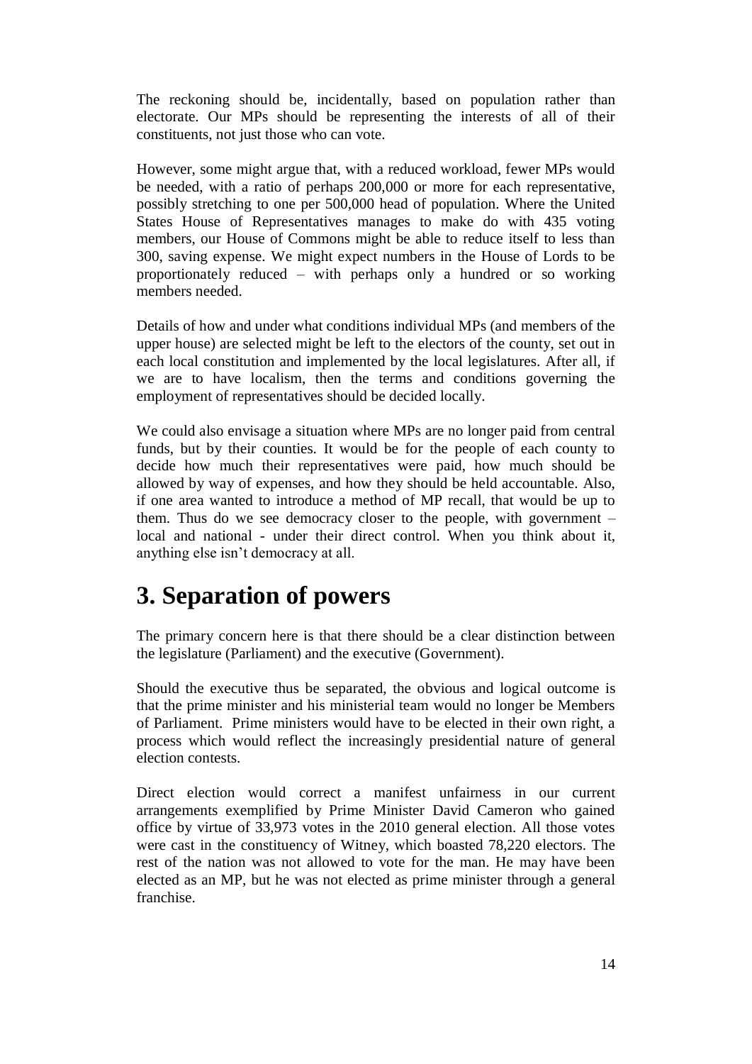The reckoning should be, incidentally, based on population rather than electorate. Our MPs should be representing the interests of all of their constituents, not just those who can vote.

However, some might argue that, with a reduced workload, fewer MPs would be needed, with a ratio of perhaps 200,000 or more for each representative, possibly stretching to one per 500,000 head of population. Where the United States House of Representatives manages to make do with 435 voting members, our House of Commons might be able to reduce itself to less than 300, saving expense. We might expect numbers in the House of Lords to be proportionately reduced – with perhaps only a hundred or so working members needed.

Details of how and under what conditions individual MPs (and members of the upper house) are selected might be left to the electors of the county, set out in each local constitution and implemented by the local legislatures. After all, if we are to have localism, then the terms and conditions governing the employment of representatives should be decided locally.

We could also envisage a situation where MPs are no longer paid from central funds, but by their counties. It would be for the people of each county to decide how much their representatives were paid, how much should be allowed by way of expenses, and how they should be held accountable. Also, if one area wanted to introduce a method of MP recall, that would be up to them. Thus do we see democracy closer to the people, with government – local and national - under their direct control. When you think about it, anything else isn't democracy at all.

# 3. Separation of powers

The primary concern here is that there should be a clear distinction between the legislature (Parliament) and the executive (Government).

Should the executive thus be separated, the obvious and logical outcome is that the prime minister and his ministerial team would no longer be Members of Parliament. Prime ministers would have to be elected in their own right, a process which would reflect the increasingly presidential nature of general election contests.

Direct election would correct a manifest unfairness in our current arrangements exemplified by Prime Minister David Cameron who gained office by virtue of 33,973 votes in the 2010 general election. All those votes were cast in the constituency of Witney, which boasted 78,220 electors. The rest of the nation was not allowed to vote for the man. He may have been elected as an MP, but he was not elected as prime minister through a general franchise.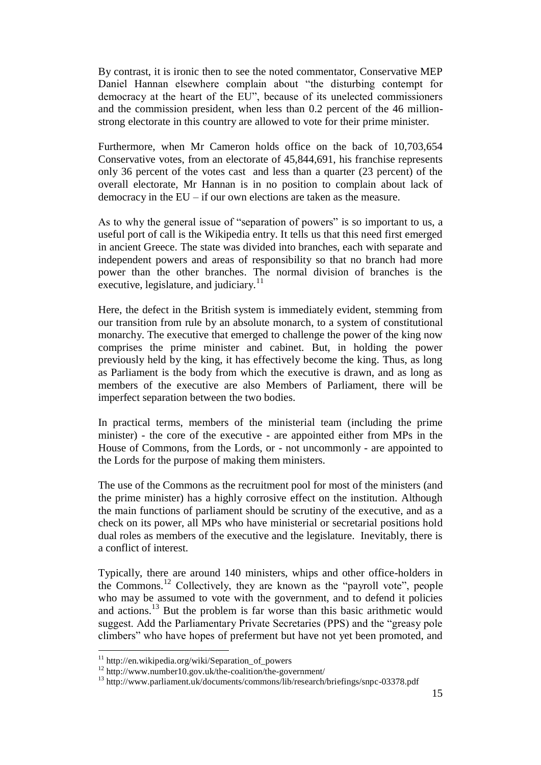By contrast, it is ironic then to see the noted commentator, Conservative MEP Daniel Hannan elsewhere complain about "the disturbing contempt for democracy at the heart of the EU", because of its unelected commissioners and the commission president, when less than 0.2 percent of the 46 million-strong electorate in this country are allowed to vote for their prime minister.

Furthermore, when Mr Cameron holds office on the back of 10,703,654 Conservative votes, from an electorate of 45,844,691, his franchise represents only 36 percent of the votes cast and less than a quarter (23 percent) of the overall electorate, Mr Hannan is in no position to complain about lack of democracy in the EU – if our own elections are taken as the measure.

As to why the general issue of "separation of powers" is so important to us, a useful port of call is the Wikipedia entry. It tells us that this need first emerged in ancient Greece. The state was divided into branches, each with separate and independent powers and areas of responsibility so that no branch had more power than the other branches. The normal division of branches is the executive, legislature, and judiciary.[11]

Here, the defect in the British system is immediately evident, stemming from our transition from rule by an absolute monarch, to a system of constitutional monarchy. The executive that emerged to challenge the power of the king now comprises the prime minister and cabinet. But, in holding the power previously held by the king, it has effectively become the king. Thus, as long as Parliament is the body from which the executive is drawn, and as long as members of the executive are also Members of Parliament, there will be imperfect separation between the two bodies.

In practical terms, members of the ministerial team (including the prime minister) - the core of the executive - are appointed either from MPs in the House of Commons, from the Lords, or - not uncommonly - are appointed to the Lords for the purpose of making them ministers.

The use of the Commons as the recruitment pool for most of the ministers (and the prime minister) has a highly corrosive effect on the institution. Although the main functions of parliament should be scrutiny of the executive, and as a check on its power, all MPs who have ministerial or secretarial positions hold dual roles as members of the executive and the legislature. Inevitably, there is a conflict of interest.

Typically, there are around 140 ministers, whips and other office-holders in the Commons.[12] Collectively, they are known as the "payroll vote", people who may be assumed to vote with the government, and to defend it policies and actions.[13] But the problem is far worse than this basic arithmetic would suggest. Add the Parliamentary Private Secretaries (PPS) and the "greasy pole climbers" who have hopes of preferment but have not yet been promoted, and

---

[11] http://en.wikipedia.org/wiki/Separation_of_powers

[12] http://www.number10.gov.uk/the-coalition/the-government/

[13] http://www.parliament.uk/documents/commons/lib/research/briefings/snpc-03378.pdf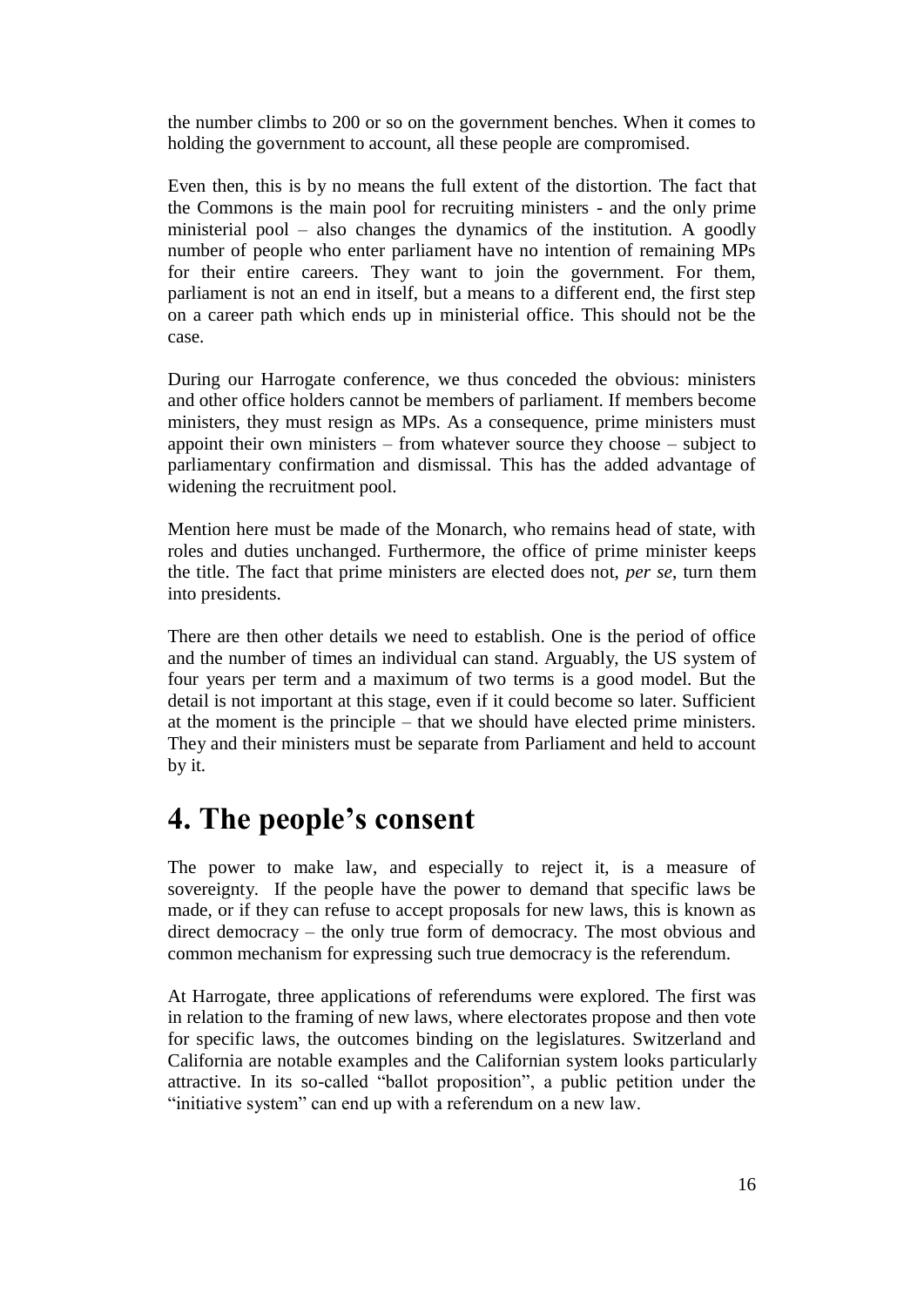the number climbs to 200 or so on the government benches. When it comes to holding the government to account, all these people are compromised.

Even then, this is by no means the full extent of the distortion. The fact that the Commons is the main pool for recruiting ministers - and the only prime ministerial pool – also changes the dynamics of the institution. A goodly number of people who enter parliament have no intention of remaining MPs for their entire careers. They want to join the government. For them, parliament is not an end in itself, but a means to a different end, the first step on a career path which ends up in ministerial office. This should not be the case.

During our Harrogate conference, we thus conceded the obvious: ministers and other office holders cannot be members of parliament. If members become ministers, they must resign as MPs. As a consequence, prime ministers must appoint their own ministers – from whatever source they choose – subject to parliamentary confirmation and dismissal. This has the added advantage of widening the recruitment pool.

Mention here must be made of the Monarch, who remains head of state, with roles and duties unchanged. Furthermore, the office of prime minister keeps the title. The fact that prime ministers are elected does not, *per se*, turn them into presidents.

There are then other details we need to establish. One is the period of office and the number of times an individual can stand. Arguably, the US system of four years per term and a maximum of two terms is a good model. But the detail is not important at this stage, even if it could become so later. Sufficient at the moment is the principle – that we should have elected prime ministers. They and their ministers must be separate from Parliament and held to account by it.

# 4. The people's consent

The power to make law, and especially to reject it, is a measure of sovereignty. If the people have the power to demand that specific laws be made, or if they can refuse to accept proposals for new laws, this is known as direct democracy – the only true form of democracy. The most obvious and common mechanism for expressing such true democracy is the referendum.

At Harrogate, three applications of referendums were explored. The first was in relation to the framing of new laws, where electorates propose and then vote for specific laws, the outcomes binding on the legislatures. Switzerland and California are notable examples and the Californian system looks particularly attractive. In its so-called "ballot proposition", a public petition under the "initiative system" can end up with a referendum on a new law.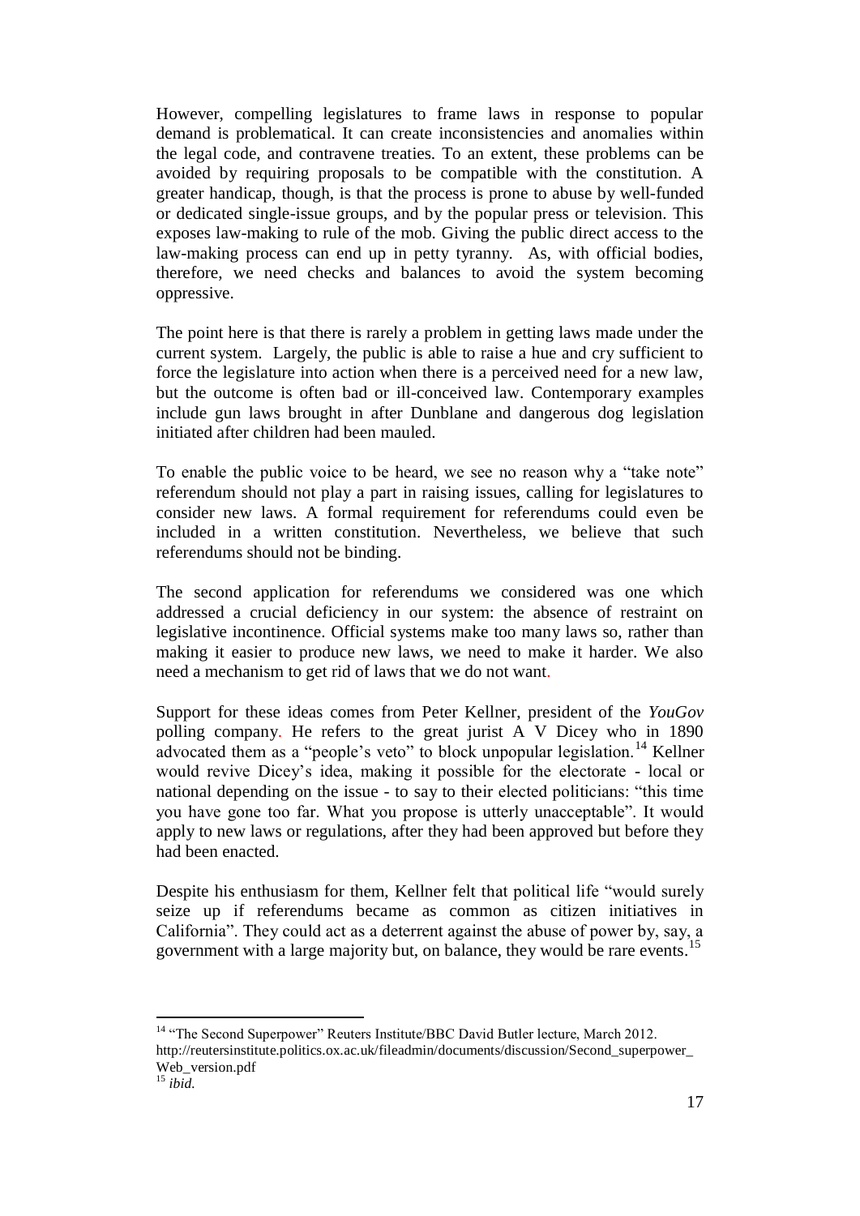However, compelling legislatures to frame laws in response to popular demand is problematical. It can create inconsistencies and anomalies within the legal code, and contravene treaties. To an extent, these problems can be avoided by requiring proposals to be compatible with the constitution. A greater handicap, though, is that the process is prone to abuse by well-funded or dedicated single-issue groups, and by the popular press or television. This exposes law-making to rule of the mob. Giving the public direct access to the law-making process can end up in petty tyranny. As, with official bodies, therefore, we need checks and balances to avoid the system becoming oppressive.

The point here is that there is rarely a problem in getting laws made under the current system. Largely, the public is able to raise a hue and cry sufficient to force the legislature into action when there is a perceived need for a new law, but the outcome is often bad or ill-conceived law. Contemporary examples include gun laws brought in after Dunblane and dangerous dog legislation initiated after children had been mauled.

To enable the public voice to be heard, we see no reason why a "take note" referendum should not play a part in raising issues, calling for legislatures to consider new laws. A formal requirement for referendums could even be included in a written constitution. Nevertheless, we believe that such referendums should not be binding.

The second application for referendums we considered was one which addressed a crucial deficiency in our system: the absence of restraint on legislative incontinence. Official systems make too many laws so, rather than making it easier to produce new laws, we need to make it harder. We also need a mechanism to get rid of laws that we do not want.

Support for these ideas comes from Peter Kellner, president of the *YouGov* polling company. He refers to the great jurist A V Dicey who in 1890 advocated them as a "people's veto" to block unpopular legislation.[14] Kellner would revive Dicey's idea, making it possible for the electorate - local or national depending on the issue - to say to their elected politicians: "this time you have gone too far. What you propose is utterly unacceptable". It would apply to new laws or regulations, after they had been approved but before they had been enacted.

Despite his enthusiasm for them, Kellner felt that political life "would surely seize up if referendums became as common as citizen initiatives in California". They could act as a deterrent against the abuse of power by, say, a government with a large majority but, on balance, they would be rare events.[15]

---

[14] "The Second Superpower" Reuters Institute/BBC David Butler lecture, March 2012. http://reutersinstitute.politics.ox.ac.uk/fileadmin/documents/discussion/Second_superpower_Web_version.pdf

[15] *ibid.*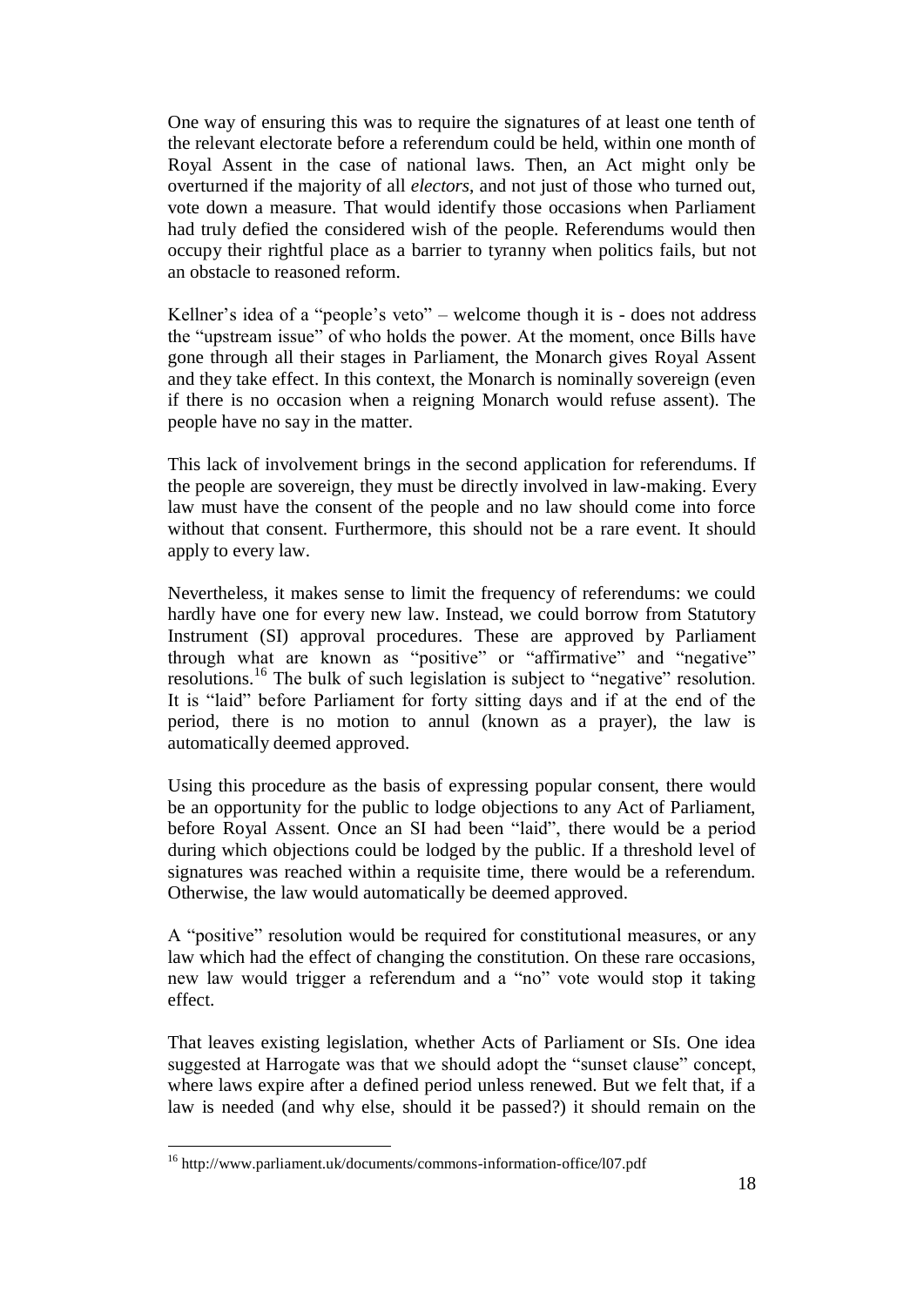One way of ensuring this was to require the signatures of at least one tenth of the relevant electorate before a referendum could be held, within one month of Royal Assent in the case of national laws. Then, an Act might only be overturned if the majority of all *electors*, and not just of those who turned out, vote down a measure. That would identify those occasions when Parliament had truly defied the considered wish of the people. Referendums would then occupy their rightful place as a barrier to tyranny when politics fails, but not an obstacle to reasoned reform.

Kellner's idea of a "people's veto" – welcome though it is - does not address the "upstream issue" of who holds the power. At the moment, once Bills have gone through all their stages in Parliament, the Monarch gives Royal Assent and they take effect. In this context, the Monarch is nominally sovereign (even if there is no occasion when a reigning Monarch would refuse assent). The people have no say in the matter.

This lack of involvement brings in the second application for referendums. If the people are sovereign, they must be directly involved in law-making. Every law must have the consent of the people and no law should come into force without that consent. Furthermore, this should not be a rare event. It should apply to every law.

Nevertheless, it makes sense to limit the frequency of referendums: we could hardly have one for every new law. Instead, we could borrow from Statutory Instrument (SI) approval procedures. These are approved by Parliament through what are known as "positive" or "affirmative" and "negative" resolutions.[16] The bulk of such legislation is subject to "negative" resolution. It is "laid" before Parliament for forty sitting days and if at the end of the period, there is no motion to annul (known as a prayer), the law is automatically deemed approved.

Using this procedure as the basis of expressing popular consent, there would be an opportunity for the public to lodge objections to any Act of Parliament, before Royal Assent. Once an SI had been "laid", there would be a period during which objections could be lodged by the public. If a threshold level of signatures was reached within a requisite time, there would be a referendum. Otherwise, the law would automatically be deemed approved.

A "positive" resolution would be required for constitutional measures, or any law which had the effect of changing the constitution. On these rare occasions, new law would trigger a referendum and a "no" vote would stop it taking effect.

That leaves existing legislation, whether Acts of Parliament or SIs. One idea suggested at Harrogate was that we should adopt the "sunset clause" concept, where laws expire after a defined period unless renewed. But we felt that, if a law is needed (and why else, should it be passed?) it should remain on the

---

[16] http://www.parliament.uk/documents/commons-information-office/l07.pdf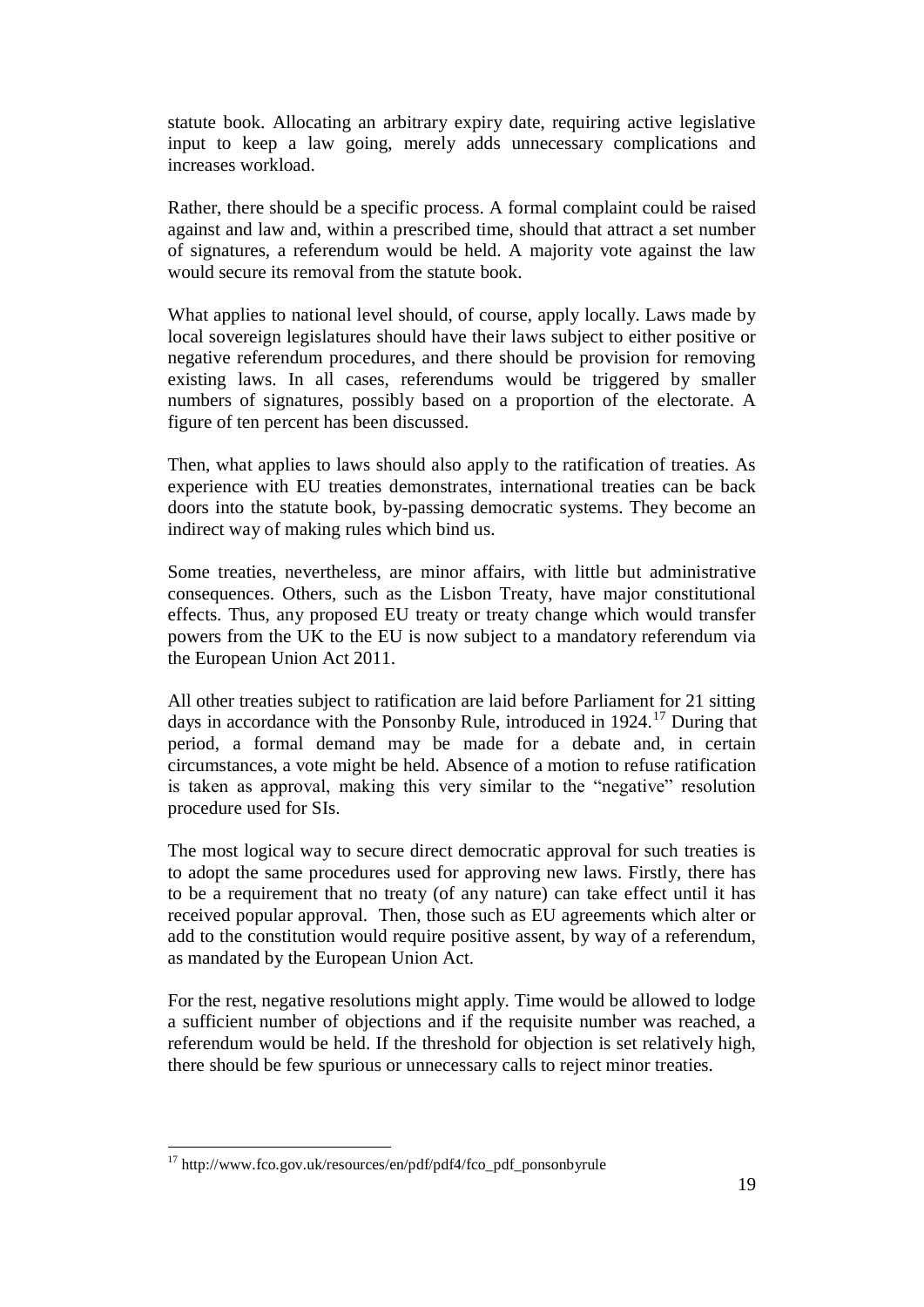statute book. Allocating an arbitrary expiry date, requiring active legislative input to keep a law going, merely adds unnecessary complications and increases workload.

Rather, there should be a specific process. A formal complaint could be raised against and law and, within a prescribed time, should that attract a set number of signatures, a referendum would be held. A majority vote against the law would secure its removal from the statute book.

What applies to national level should, of course, apply locally. Laws made by local sovereign legislatures should have their laws subject to either positive or negative referendum procedures, and there should be provision for removing existing laws. In all cases, referendums would be triggered by smaller numbers of signatures, possibly based on a proportion of the electorate. A figure of ten percent has been discussed.

Then, what applies to laws should also apply to the ratification of treaties. As experience with EU treaties demonstrates, international treaties can be back doors into the statute book, by-passing democratic systems. They become an indirect way of making rules which bind us.

Some treaties, nevertheless, are minor affairs, with little but administrative consequences. Others, such as the Lisbon Treaty, have major constitutional effects. Thus, any proposed EU treaty or treaty change which would transfer powers from the UK to the EU is now subject to a mandatory referendum via the European Union Act 2011.

All other treaties subject to ratification are laid before Parliament for 21 sitting days in accordance with the Ponsonby Rule, introduced in 1924.[17] During that period, a formal demand may be made for a debate and, in certain circumstances, a vote might be held. Absence of a motion to refuse ratification is taken as approval, making this very similar to the "negative" resolution procedure used for SIs.

The most logical way to secure direct democratic approval for such treaties is to adopt the same procedures used for approving new laws. Firstly, there has to be a requirement that no treaty (of any nature) can take effect until it has received popular approval. Then, those such as EU agreements which alter or add to the constitution would require positive assent, by way of a referendum, as mandated by the European Union Act.

For the rest, negative resolutions might apply. Time would be allowed to lodge a sufficient number of objections and if the requisite number was reached, a referendum would be held. If the threshold for objection is set relatively high, there should be few spurious or unnecessary calls to reject minor treaties.

---

[17] http://www.fco.gov.uk/resources/en/pdf/pdf4/fco_pdf_ponsonbyrule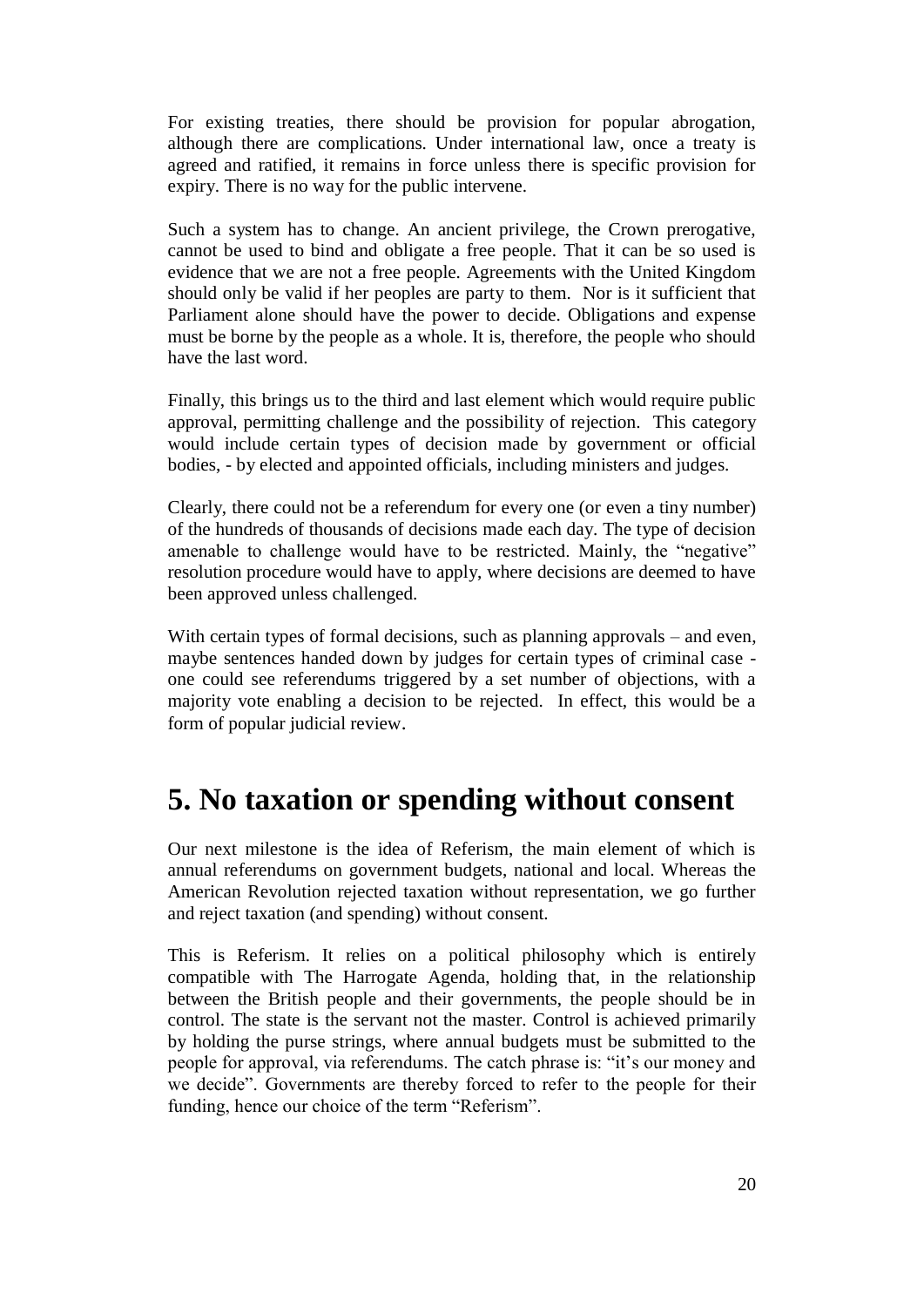For existing treaties, there should be provision for popular abrogation, although there are complications. Under international law, once a treaty is agreed and ratified, it remains in force unless there is specific provision for expiry. There is no way for the public intervene.

Such a system has to change. An ancient privilege, the Crown prerogative, cannot be used to bind and obligate a free people. That it can be so used is evidence that we are not a free people. Agreements with the United Kingdom should only be valid if her peoples are party to them. Nor is it sufficient that Parliament alone should have the power to decide. Obligations and expense must be borne by the people as a whole. It is, therefore, the people who should have the last word.

Finally, this brings us to the third and last element which would require public approval, permitting challenge and the possibility of rejection. This category would include certain types of decision made by government or official bodies, - by elected and appointed officials, including ministers and judges.

Clearly, there could not be a referendum for every one (or even a tiny number) of the hundreds of thousands of decisions made each day. The type of decision amenable to challenge would have to be restricted. Mainly, the "negative" resolution procedure would have to apply, where decisions are deemed to have been approved unless challenged.

With certain types of formal decisions, such as planning approvals – and even, maybe sentences handed down by judges for certain types of criminal case - one could see referendums triggered by a set number of objections, with a majority vote enabling a decision to be rejected. In effect, this would be a form of popular judicial review.

# 5. No taxation or spending without consent

Our next milestone is the idea of Referism, the main element of which is annual referendums on government budgets, national and local. Whereas the American Revolution rejected taxation without representation, we go further and reject taxation (and spending) without consent.

This is Referism. It relies on a political philosophy which is entirely compatible with The Harrogate Agenda, holding that, in the relationship between the British people and their governments, the people should be in control. The state is the servant not the master. Control is achieved primarily by holding the purse strings, where annual budgets must be submitted to the people for approval, via referendums. The catch phrase is: "it's our money and we decide". Governments are thereby forced to refer to the people for their funding, hence our choice of the term "Referism".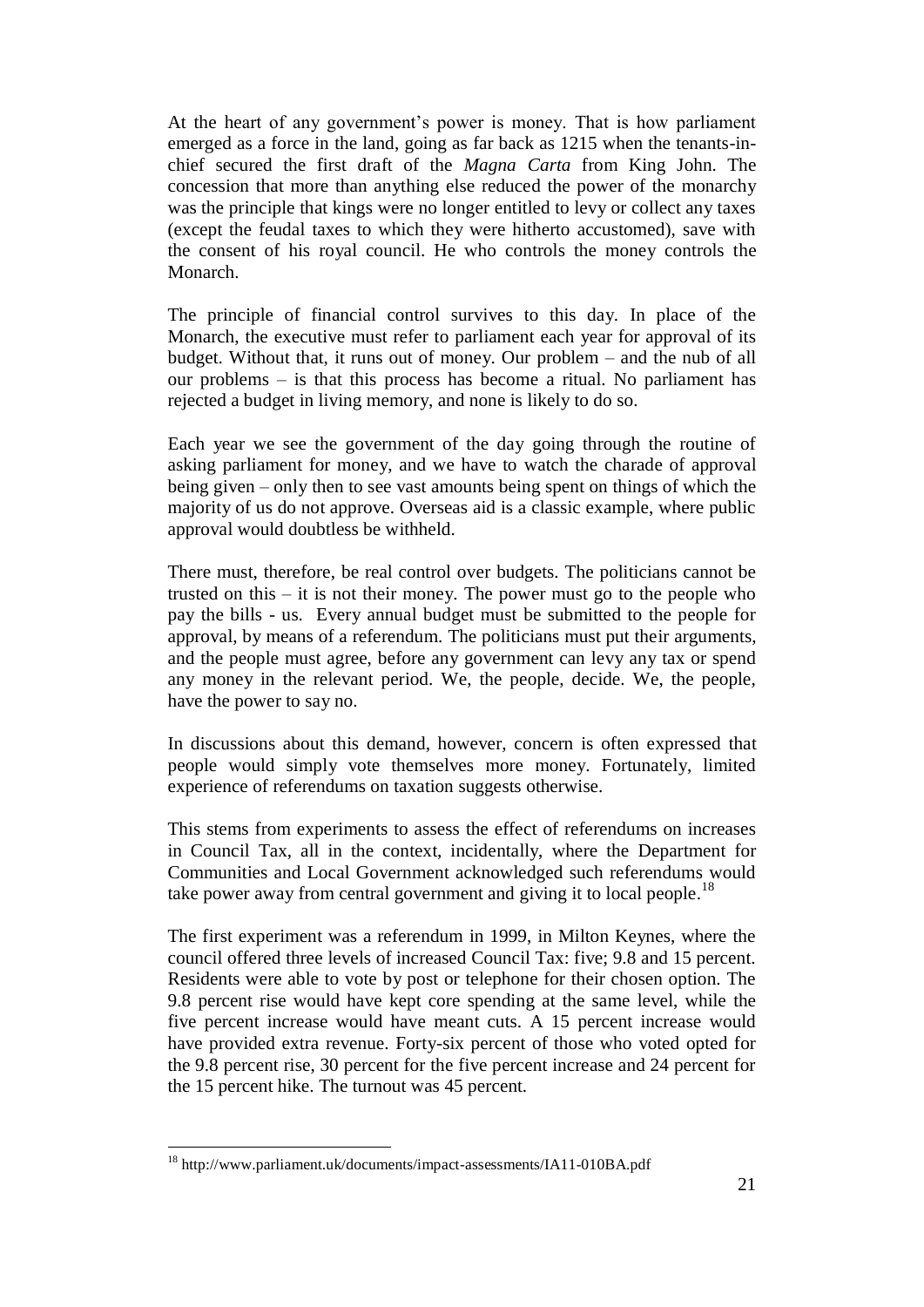At the heart of any government's power is money. That is how parliament emerged as a force in the land, going as far back as 1215 when the tenants-in-chief secured the first draft of the *Magna Carta* from King John. The concession that more than anything else reduced the power of the monarchy was the principle that kings were no longer entitled to levy or collect any taxes (except the feudal taxes to which they were hitherto accustomed), save with the consent of his royal council. He who controls the money controls the Monarch.

The principle of financial control survives to this day. In place of the Monarch, the executive must refer to parliament each year for approval of its budget. Without that, it runs out of money. Our problem – and the nub of all our problems – is that this process has become a ritual. No parliament has rejected a budget in living memory, and none is likely to do so.

Each year we see the government of the day going through the routine of asking parliament for money, and we have to watch the charade of approval being given – only then to see vast amounts being spent on things of which the majority of us do not approve. Overseas aid is a classic example, where public approval would doubtless be withheld.

There must, therefore, be real control over budgets. The politicians cannot be trusted on this – it is not their money. The power must go to the people who pay the bills - us. Every annual budget must be submitted to the people for approval, by means of a referendum. The politicians must put their arguments, and the people must agree, before any government can levy any tax or spend any money in the relevant period. We, the people, decide. We, the people, have the power to say no.

In discussions about this demand, however, concern is often expressed that people would simply vote themselves more money. Fortunately, limited experience of referendums on taxation suggests otherwise.

This stems from experiments to assess the effect of referendums on increases in Council Tax, all in the context, incidentally, where the Department for Communities and Local Government acknowledged such referendums would take power away from central government and giving it to local people.[18]

The first experiment was a referendum in 1999, in Milton Keynes, where the council offered three levels of increased Council Tax: five; 9.8 and 15 percent. Residents were able to vote by post or telephone for their chosen option. The 9.8 percent rise would have kept core spending at the same level, while the five percent increase would have meant cuts. A 15 percent increase would have provided extra revenue. Forty-six percent of those who voted opted for the 9.8 percent rise, 30 percent for the five percent increase and 24 percent for the 15 percent hike. The turnout was 45 percent.

[18] http://www.parliament.uk/documents/impact-assessments/IA11-010BA.pdf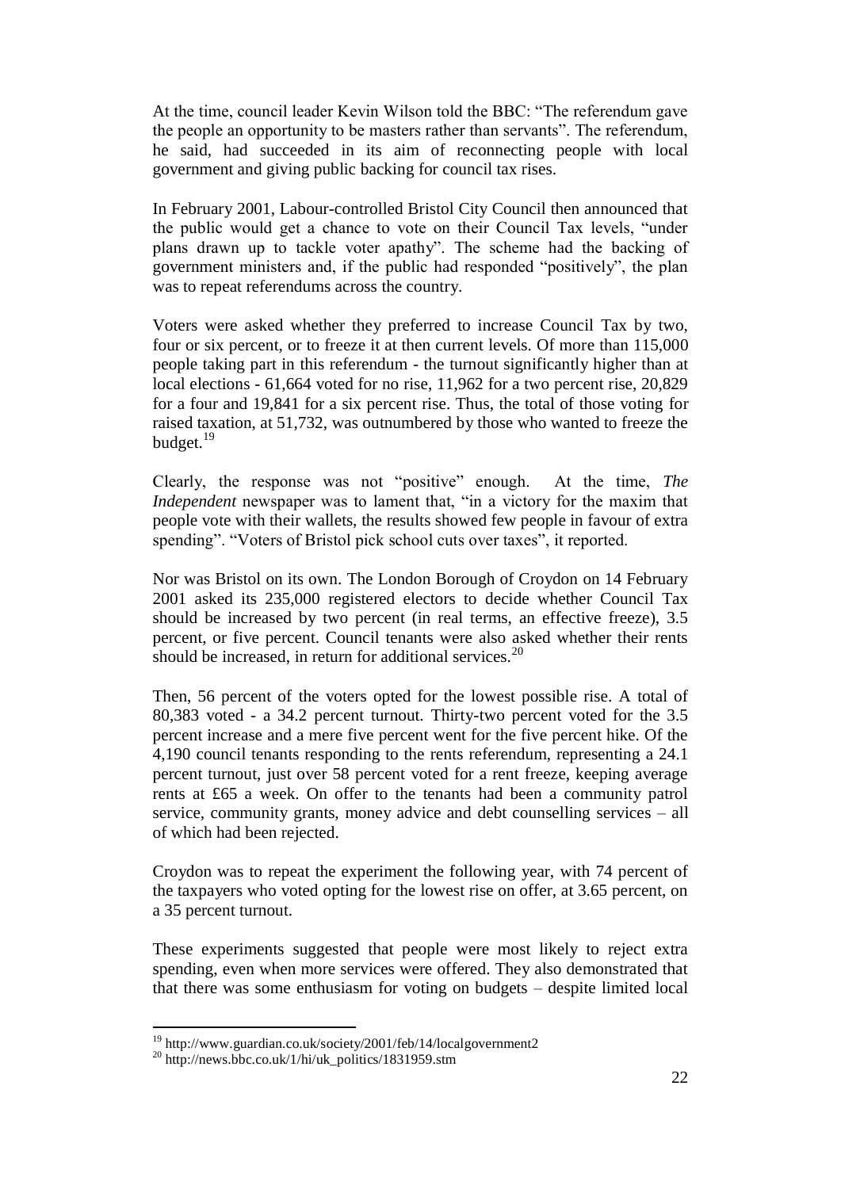At the time, council leader Kevin Wilson told the BBC: “The referendum gave the people an opportunity to be masters rather than servants”. The referendum, he said, had succeeded in its aim of reconnecting people with local government and giving public backing for council tax rises.

In February 2001, Labour-controlled Bristol City Council then announced that the public would get a chance to vote on their Council Tax levels, “under plans drawn up to tackle voter apathy”. The scheme had the backing of government ministers and, if the public had responded “positively”, the plan was to repeat referendums across the country.

Voters were asked whether they preferred to increase Council Tax by two, four or six percent, or to freeze it at then current levels. Of more than 115,000 people taking part in this referendum - the turnout significantly higher than at local elections - 61,664 voted for no rise, 11,962 for a two percent rise, 20,829 for a four and 19,841 for a six percent rise. Thus, the total of those voting for raised taxation, at 51,732, was outnumbered by those who wanted to freeze the budget.[19]

Clearly, the response was not “positive” enough. At the time, *The Independent* newspaper was to lament that, “in a victory for the maxim that people vote with their wallets, the results showed few people in favour of extra spending”. “Voters of Bristol pick school cuts over taxes”, it reported.

Nor was Bristol on its own. The London Borough of Croydon on 14 February 2001 asked its 235,000 registered electors to decide whether Council Tax should be increased by two percent (in real terms, an effective freeze), 3.5 percent, or five percent. Council tenants were also asked whether their rents should be increased, in return for additional services.[20]

Then, 56 percent of the voters opted for the lowest possible rise. A total of 80,383 voted - a 34.2 percent turnout. Thirty-two percent voted for the 3.5 percent increase and a mere five percent went for the five percent hike. Of the 4,190 council tenants responding to the rents referendum, representing a 24.1 percent turnout, just over 58 percent voted for a rent freeze, keeping average rents at £65 a week. On offer to the tenants had been a community patrol service, community grants, money advice and debt counselling services – all of which had been rejected.

Croydon was to repeat the experiment the following year, with 74 percent of the taxpayers who voted opting for the lowest rise on offer, at 3.65 percent, on a 35 percent turnout.

These experiments suggested that people were most likely to reject extra spending, even when more services were offered. They also demonstrated that that there was some enthusiasm for voting on budgets – despite limited local

---

[19] http://www.guardian.co.uk/society/2001/feb/14/localgovernment2

[20] http://news.bbc.co.uk/1/hi/uk_politics/1831959.stm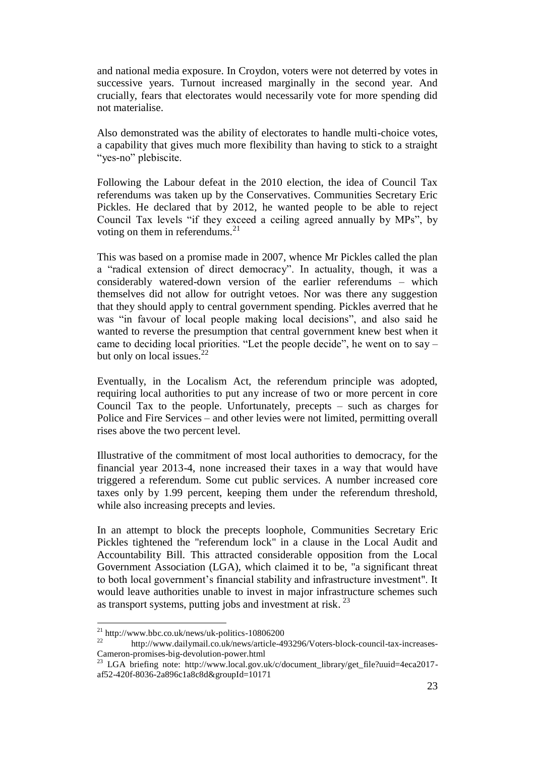and national media exposure. In Croydon, voters were not deterred by votes in successive years. Turnout increased marginally in the second year. And crucially, fears that electorates would necessarily vote for more spending did not materialise.

Also demonstrated was the ability of electorates to handle multi-choice votes, a capability that gives much more flexibility than having to stick to a straight "yes-no" plebiscite.

Following the Labour defeat in the 2010 election, the idea of Council Tax referendums was taken up by the Conservatives. Communities Secretary Eric Pickles. He declared that by 2012, he wanted people to be able to reject Council Tax levels "if they exceed a ceiling agreed annually by MPs", by voting on them in referendums.[21]

This was based on a promise made in 2007, whence Mr Pickles called the plan a "radical extension of direct democracy". In actuality, though, it was a considerably watered-down version of the earlier referendums – which themselves did not allow for outright vetoes. Nor was there any suggestion that they should apply to central government spending. Pickles averred that he was "in favour of local people making local decisions", and also said he wanted to reverse the presumption that central government knew best when it came to deciding local priorities. "Let the people decide", he went on to say – but only on local issues.[22]

Eventually, in the Localism Act, the referendum principle was adopted, requiring local authorities to put any increase of two or more percent in core Council Tax to the people. Unfortunately, precepts – such as charges for Police and Fire Services – and other levies were not limited, permitting overall rises above the two percent level.

Illustrative of the commitment of most local authorities to democracy, for the financial year 2013-4, none increased their taxes in a way that would have triggered a referendum. Some cut public services. A number increased core taxes only by 1.99 percent, keeping them under the referendum threshold, while also increasing precepts and levies.

In an attempt to block the precepts loophole, Communities Secretary Eric Pickles tightened the "referendum lock" in a clause in the Local Audit and Accountability Bill. This attracted considerable opposition from the Local Government Association (LGA), which claimed it to be, "a significant threat to both local government's financial stability and infrastructure investment". It would leave authorities unable to invest in major infrastructure schemes such as transport systems, putting jobs and investment at risk.[23]

---

[21] http://www.bbc.co.uk/news/uk-politics-10806200

[22] http://www.dailymail.co.uk/news/article-493296/Voters-block-council-tax-increases-Cameron-promises-big-devolution-power.html

[23] LGA briefing note: http://www.local.gov.uk/c/document_library/get_file?uuid=4eca2017-af52-420f-8036-2a896c1a8c8d&groupId=10171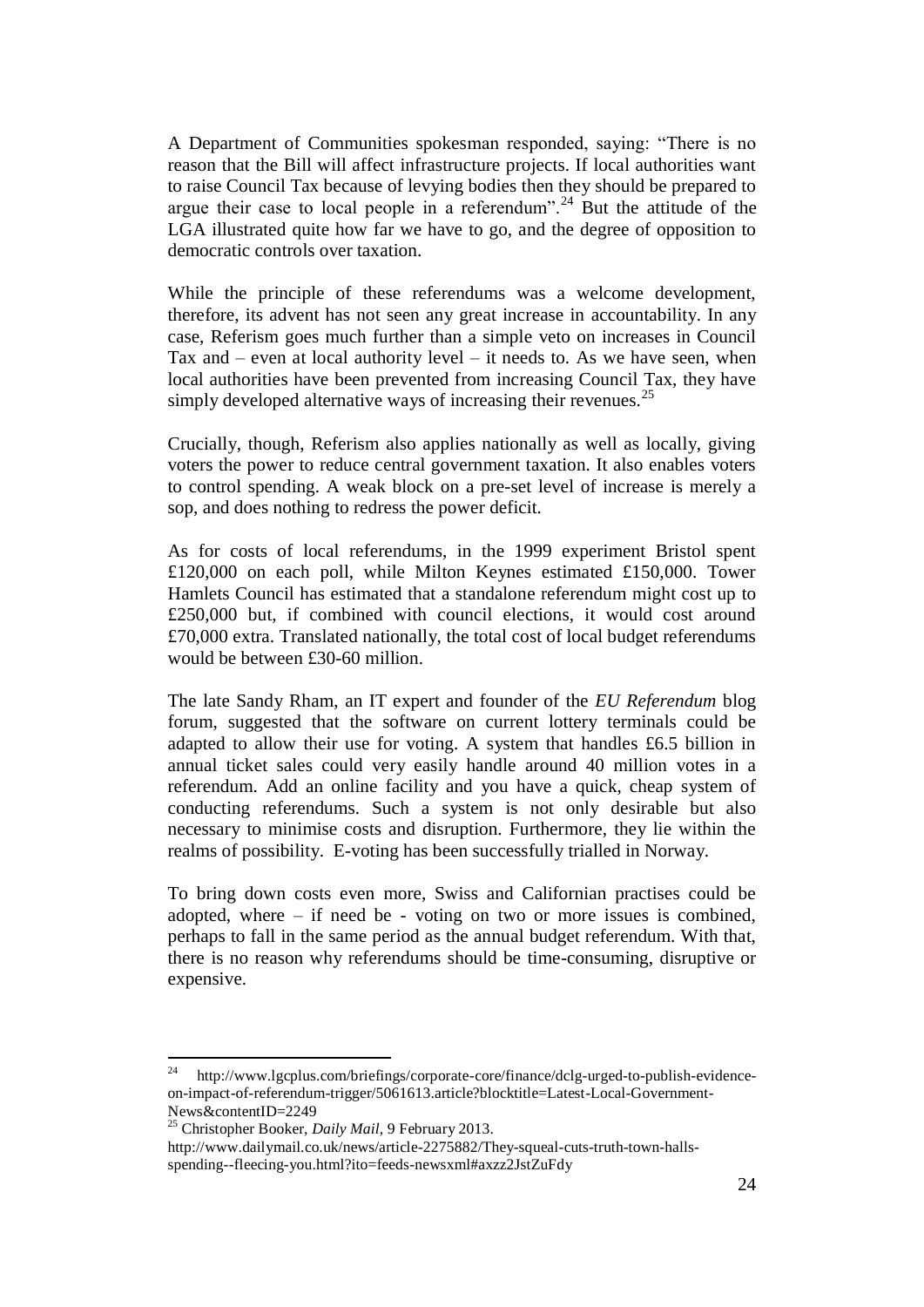A Department of Communities spokesman responded, saying: "There is no reason that the Bill will affect infrastructure projects. If local authorities want to raise Council Tax because of levying bodies then they should be prepared to argue their case to local people in a referendum".[24] But the attitude of the LGA illustrated quite how far we have to go, and the degree of opposition to democratic controls over taxation.

While the principle of these referendums was a welcome development, therefore, its advent has not seen any great increase in accountability. In any case, Referism goes much further than a simple veto on increases in Council Tax and – even at local authority level – it needs to. As we have seen, when local authorities have been prevented from increasing Council Tax, they have simply developed alternative ways of increasing their revenues.[25]

Crucially, though, Referism also applies nationally as well as locally, giving voters the power to reduce central government taxation. It also enables voters to control spending. A weak block on a pre-set level of increase is merely a sop, and does nothing to redress the power deficit.

As for costs of local referendums, in the 1999 experiment Bristol spent £120,000 on each poll, while Milton Keynes estimated £150,000. Tower Hamlets Council has estimated that a standalone referendum might cost up to £250,000 but, if combined with council elections, it would cost around £70,000 extra. Translated nationally, the total cost of local budget referendums would be between £30-60 million.

The late Sandy Rham, an IT expert and founder of the *EU Referendum* blog forum, suggested that the software on current lottery terminals could be adapted to allow their use for voting. A system that handles £6.5 billion in annual ticket sales could very easily handle around 40 million votes in a referendum. Add an online facility and you have a quick, cheap system of conducting referendums. Such a system is not only desirable but also necessary to minimise costs and disruption. Furthermore, they lie within the realms of possibility. E-voting has been successfully trialled in Norway.

To bring down costs even more, Swiss and Californian practises could be adopted, where – if need be - voting on two or more issues is combined, perhaps to fall in the same period as the annual budget referendum. With that, there is no reason why referendums should be time-consuming, disruptive or expensive.

---

[24] http://www.lgcplus.com/briefings/corporate-core/finance/dclg-urged-to-publish-evidence-on-impact-of-referendum-trigger/5061613.article?blocktitle=Latest-Local-Government-News&contentID=2249

[25] Christopher Booker, *Daily Mail*, 9 February 2013. http://www.dailymail.co.uk/news/article-2275882/They-squeal-cuts-truth-town-halls-spending--fleecing-you.html?ito=feeds-newsxml#axzz2JstZuFdy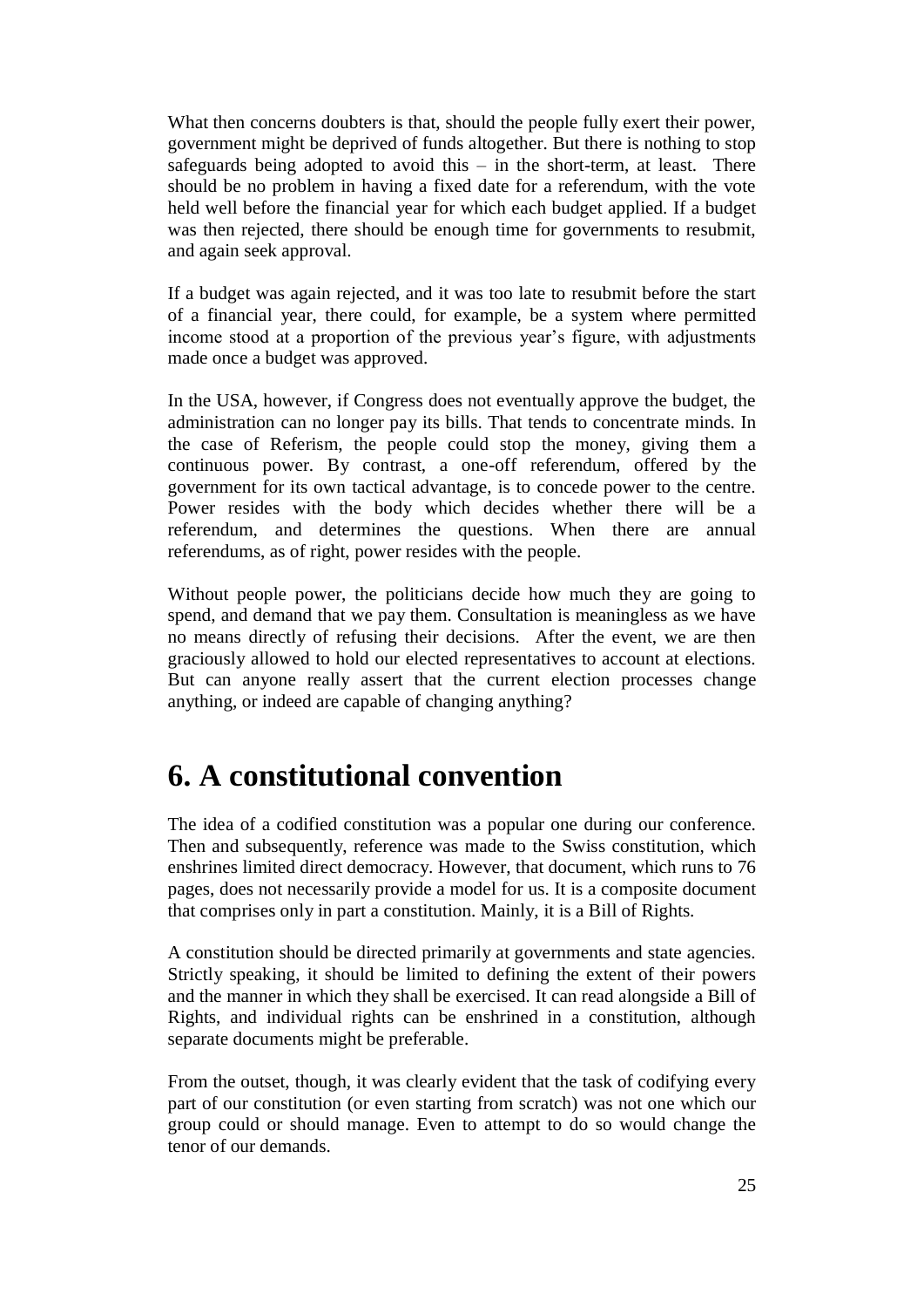What then concerns doubters is that, should the people fully exert their power, government might be deprived of funds altogether. But there is nothing to stop safeguards being adopted to avoid this – in the short-term, at least. There should be no problem in having a fixed date for a referendum, with the vote held well before the financial year for which each budget applied. If a budget was then rejected, there should be enough time for governments to resubmit, and again seek approval.

If a budget was again rejected, and it was too late to resubmit before the start of a financial year, there could, for example, be a system where permitted income stood at a proportion of the previous year's figure, with adjustments made once a budget was approved.

In the USA, however, if Congress does not eventually approve the budget, the administration can no longer pay its bills. That tends to concentrate minds. In the case of Referism, the people could stop the money, giving them a continuous power. By contrast, a one-off referendum, offered by the government for its own tactical advantage, is to concede power to the centre. Power resides with the body which decides whether there will be a referendum, and determines the questions. When there are annual referendums, as of right, power resides with the people.

Without people power, the politicians decide how much they are going to spend, and demand that we pay them. Consultation is meaningless as we have no means directly of refusing their decisions. After the event, we are then graciously allowed to hold our elected representatives to account at elections. But can anyone really assert that the current election processes change anything, or indeed are capable of changing anything?

# 6. A constitutional convention

The idea of a codified constitution was a popular one during our conference. Then and subsequently, reference was made to the Swiss constitution, which enshrines limited direct democracy. However, that document, which runs to 76 pages, does not necessarily provide a model for us. It is a composite document that comprises only in part a constitution. Mainly, it is a Bill of Rights.

A constitution should be directed primarily at governments and state agencies. Strictly speaking, it should be limited to defining the extent of their powers and the manner in which they shall be exercised. It can read alongside a Bill of Rights, and individual rights can be enshrined in a constitution, although separate documents might be preferable.

From the outset, though, it was clearly evident that the task of codifying every part of our constitution (or even starting from scratch) was not one which our group could or should manage. Even to attempt to do so would change the tenor of our demands.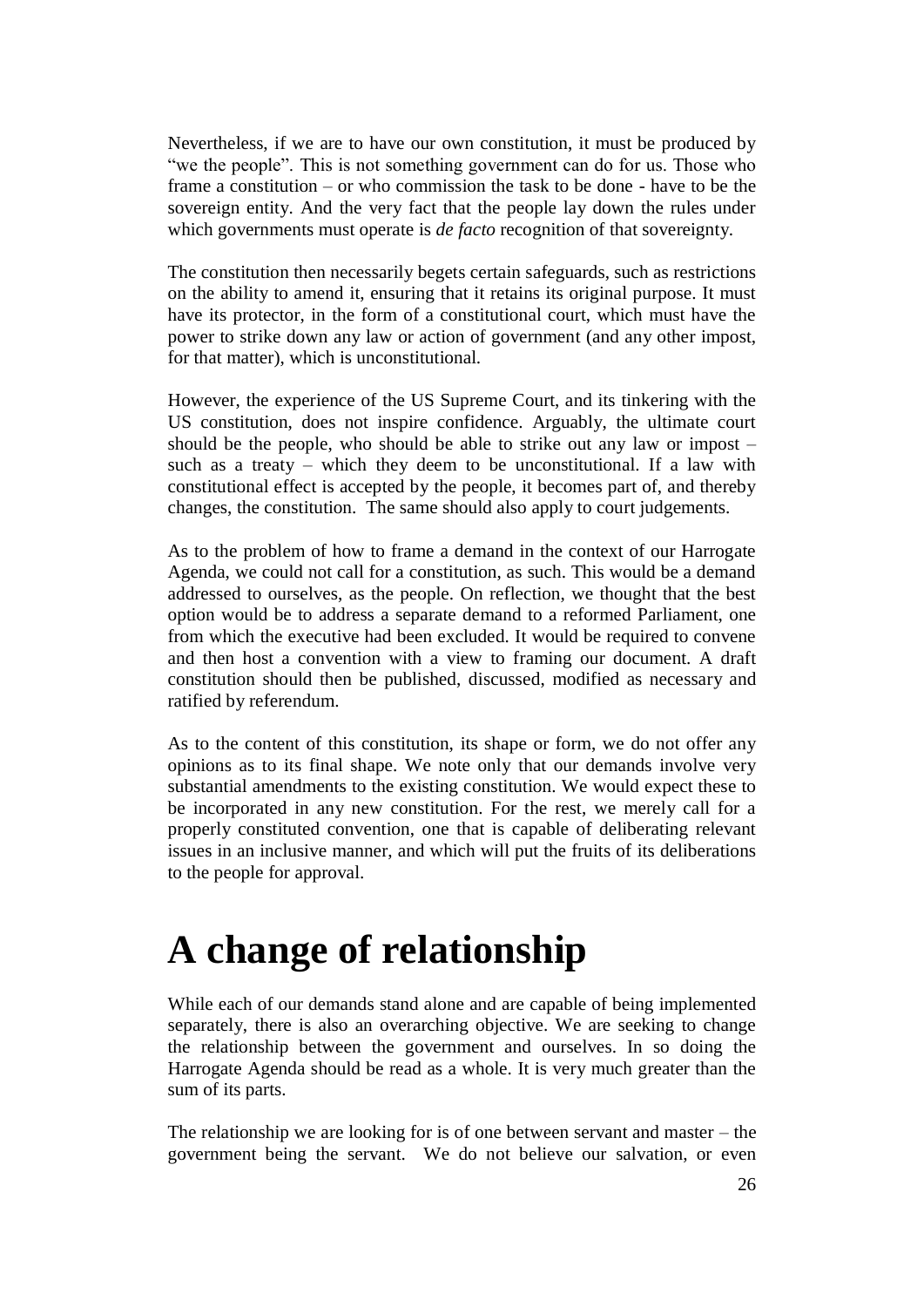Nevertheless, if we are to have our own constitution, it must be produced by "we the people". This is not something government can do for us. Those who frame a constitution – or who commission the task to be done - have to be the sovereign entity. And the very fact that the people lay down the rules under which governments must operate is *de facto* recognition of that sovereignty.

The constitution then necessarily begets certain safeguards, such as restrictions on the ability to amend it, ensuring that it retains its original purpose. It must have its protector, in the form of a constitutional court, which must have the power to strike down any law or action of government (and any other impost, for that matter), which is unconstitutional.

However, the experience of the US Supreme Court, and its tinkering with the US constitution, does not inspire confidence. Arguably, the ultimate court should be the people, who should be able to strike out any law or impost – such as a treaty – which they deem to be unconstitutional. If a law with constitutional effect is accepted by the people, it becomes part of, and thereby changes, the constitution. The same should also apply to court judgements.

As to the problem of how to frame a demand in the context of our Harrogate Agenda, we could not call for a constitution, as such. This would be a demand addressed to ourselves, as the people. On reflection, we thought that the best option would be to address a separate demand to a reformed Parliament, one from which the executive had been excluded. It would be required to convene and then host a convention with a view to framing our document. A draft constitution should then be published, discussed, modified as necessary and ratified by referendum.

As to the content of this constitution, its shape or form, we do not offer any opinions as to its final shape. We note only that our demands involve very substantial amendments to the existing constitution. We would expect these to be incorporated in any new constitution. For the rest, we merely call for a properly constituted convention, one that is capable of deliberating relevant issues in an inclusive manner, and which will put the fruits of its deliberations to the people for approval.

# A change of relationship

While each of our demands stand alone and are capable of being implemented separately, there is also an overarching objective. We are seeking to change the relationship between the government and ourselves. In so doing the Harrogate Agenda should be read as a whole. It is very much greater than the sum of its parts.

The relationship we are looking for is of one between servant and master – the government being the servant. We do not believe our salvation, or even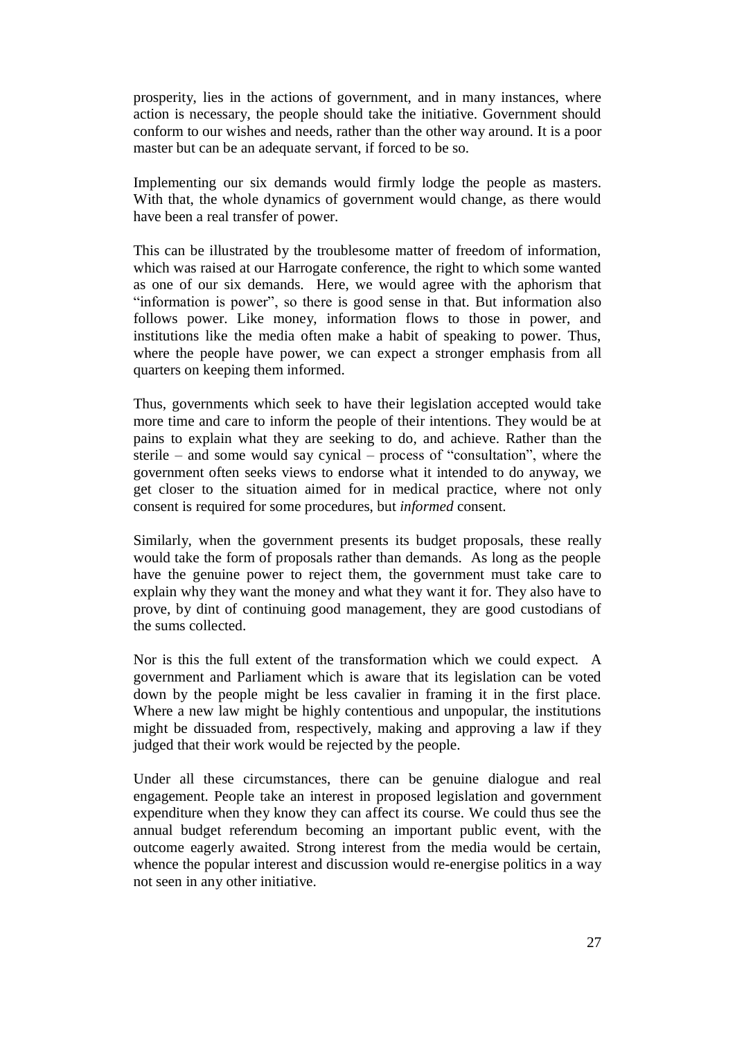prosperity, lies in the actions of government, and in many instances, where action is necessary, the people should take the initiative. Government should conform to our wishes and needs, rather than the other way around. It is a poor master but can be an adequate servant, if forced to be so.

Implementing our six demands would firmly lodge the people as masters. With that, the whole dynamics of government would change, as there would have been a real transfer of power.

This can be illustrated by the troublesome matter of freedom of information, which was raised at our Harrogate conference, the right to which some wanted as one of our six demands. Here, we would agree with the aphorism that "information is power", so there is good sense in that. But information also follows power. Like money, information flows to those in power, and institutions like the media often make a habit of speaking to power. Thus, where the people have power, we can expect a stronger emphasis from all quarters on keeping them informed.

Thus, governments which seek to have their legislation accepted would take more time and care to inform the people of their intentions. They would be at pains to explain what they are seeking to do, and achieve. Rather than the sterile – and some would say cynical – process of "consultation", where the government often seeks views to endorse what it intended to do anyway, we get closer to the situation aimed for in medical practice, where not only consent is required for some procedures, but *informed* consent.

Similarly, when the government presents its budget proposals, these really would take the form of proposals rather than demands. As long as the people have the genuine power to reject them, the government must take care to explain why they want the money and what they want it for. They also have to prove, by dint of continuing good management, they are good custodians of the sums collected.

Nor is this the full extent of the transformation which we could expect. A government and Parliament which is aware that its legislation can be voted down by the people might be less cavalier in framing it in the first place. Where a new law might be highly contentious and unpopular, the institutions might be dissuaded from, respectively, making and approving a law if they judged that their work would be rejected by the people.

Under all these circumstances, there can be genuine dialogue and real engagement. People take an interest in proposed legislation and government expenditure when they know they can affect its course. We could thus see the annual budget referendum becoming an important public event, with the outcome eagerly awaited. Strong interest from the media would be certain, whence the popular interest and discussion would re-energise politics in a way not seen in any other initiative.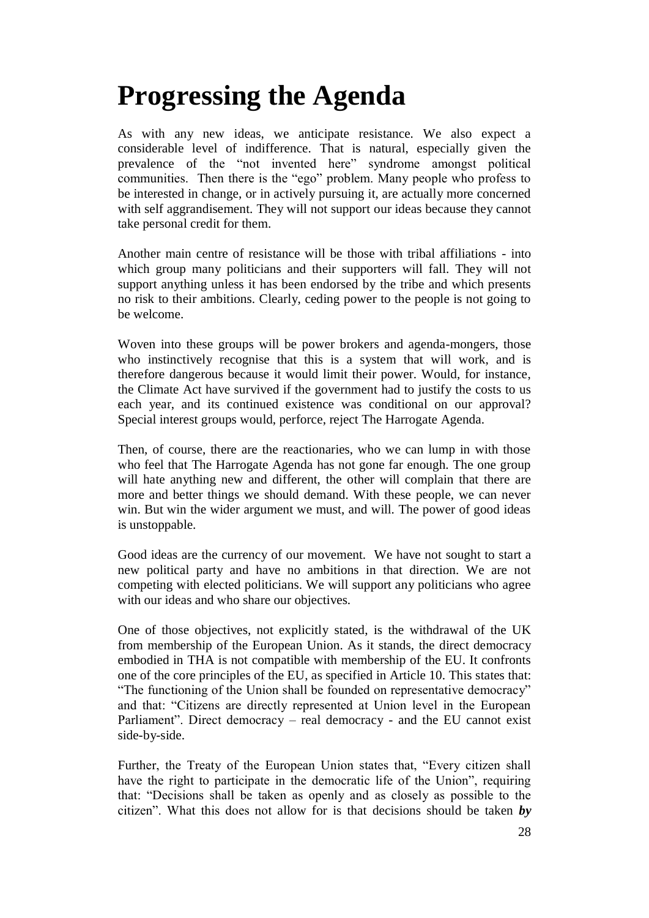# Progressing the Agenda

As with any new ideas, we anticipate resistance. We also expect a considerable level of indifference. That is natural, especially given the prevalence of the "not invented here" syndrome amongst political communities. Then there is the "ego" problem. Many people who profess to be interested in change, or in actively pursuing it, are actually more concerned with self aggrandisement. They will not support our ideas because they cannot take personal credit for them.

Another main centre of resistance will be those with tribal affiliations - into which group many politicians and their supporters will fall. They will not support anything unless it has been endorsed by the tribe and which presents no risk to their ambitions. Clearly, ceding power to the people is not going to be welcome.

Woven into these groups will be power brokers and agenda-mongers, those who instinctively recognise that this is a system that will work, and is therefore dangerous because it would limit their power. Would, for instance, the Climate Act have survived if the government had to justify the costs to us each year, and its continued existence was conditional on our approval? Special interest groups would, perforce, reject The Harrogate Agenda.

Then, of course, there are the reactionaries, who we can lump in with those who feel that The Harrogate Agenda has not gone far enough. The one group will hate anything new and different, the other will complain that there are more and better things we should demand. With these people, we can never win. But win the wider argument we must, and will. The power of good ideas is unstoppable.

Good ideas are the currency of our movement. We have not sought to start a new political party and have no ambitions in that direction. We are not competing with elected politicians. We will support any politicians who agree with our ideas and who share our objectives.

One of those objectives, not explicitly stated, is the withdrawal of the UK from membership of the European Union. As it stands, the direct democracy embodied in THA is not compatible with membership of the EU. It confronts one of the core principles of the EU, as specified in Article 10. This states that: "The functioning of the Union shall be founded on representative democracy" and that: "Citizens are directly represented at Union level in the European Parliament". Direct democracy – real democracy - and the EU cannot exist side-by-side.

Further, the Treaty of the European Union states that, "Every citizen shall have the right to participate in the democratic life of the Union", requiring that: "Decisions shall be taken as openly and as closely as possible to the citizen". What this does not allow for is that decisions should be taken ***by***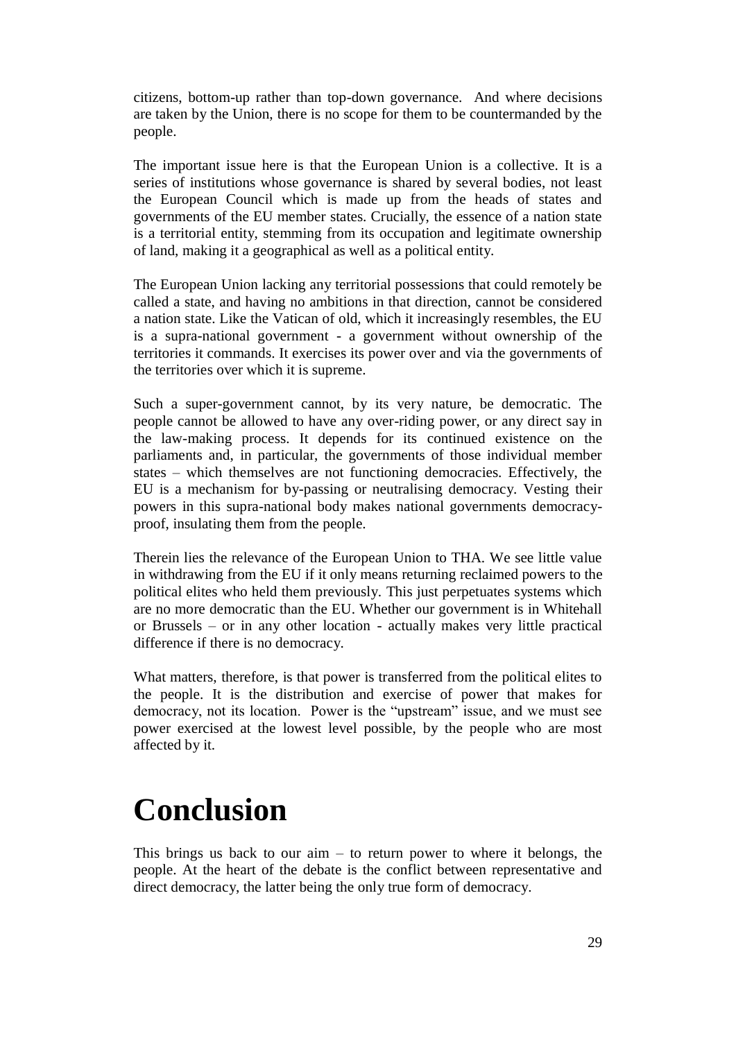citizens, bottom-up rather than top-down governance. And where decisions are taken by the Union, there is no scope for them to be countermanded by the people.

The important issue here is that the European Union is a collective. It is a series of institutions whose governance is shared by several bodies, not least the European Council which is made up from the heads of states and governments of the EU member states. Crucially, the essence of a nation state is a territorial entity, stemming from its occupation and legitimate ownership of land, making it a geographical as well as a political entity.

The European Union lacking any territorial possessions that could remotely be called a state, and having no ambitions in that direction, cannot be considered a nation state. Like the Vatican of old, which it increasingly resembles, the EU is a supra-national government - a government without ownership of the territories it commands. It exercises its power over and via the governments of the territories over which it is supreme.

Such a super-government cannot, by its very nature, be democratic. The people cannot be allowed to have any over-riding power, or any direct say in the law-making process. It depends for its continued existence on the parliaments and, in particular, the governments of those individual member states – which themselves are not functioning democracies. Effectively, the EU is a mechanism for by-passing or neutralising democracy. Vesting their powers in this supra-national body makes national governments democracy-proof, insulating them from the people.

Therein lies the relevance of the European Union to THA. We see little value in withdrawing from the EU if it only means returning reclaimed powers to the political elites who held them previously. This just perpetuates systems which are no more democratic than the EU. Whether our government is in Whitehall or Brussels – or in any other location - actually makes very little practical difference if there is no democracy.

What matters, therefore, is that power is transferred from the political elites to the people. It is the distribution and exercise of power that makes for democracy, not its location. Power is the "upstream" issue, and we must see power exercised at the lowest level possible, by the people who are most affected by it.

# Conclusion

This brings us back to our aim – to return power to where it belongs, the people. At the heart of the debate is the conflict between representative and direct democracy, the latter being the only true form of democracy.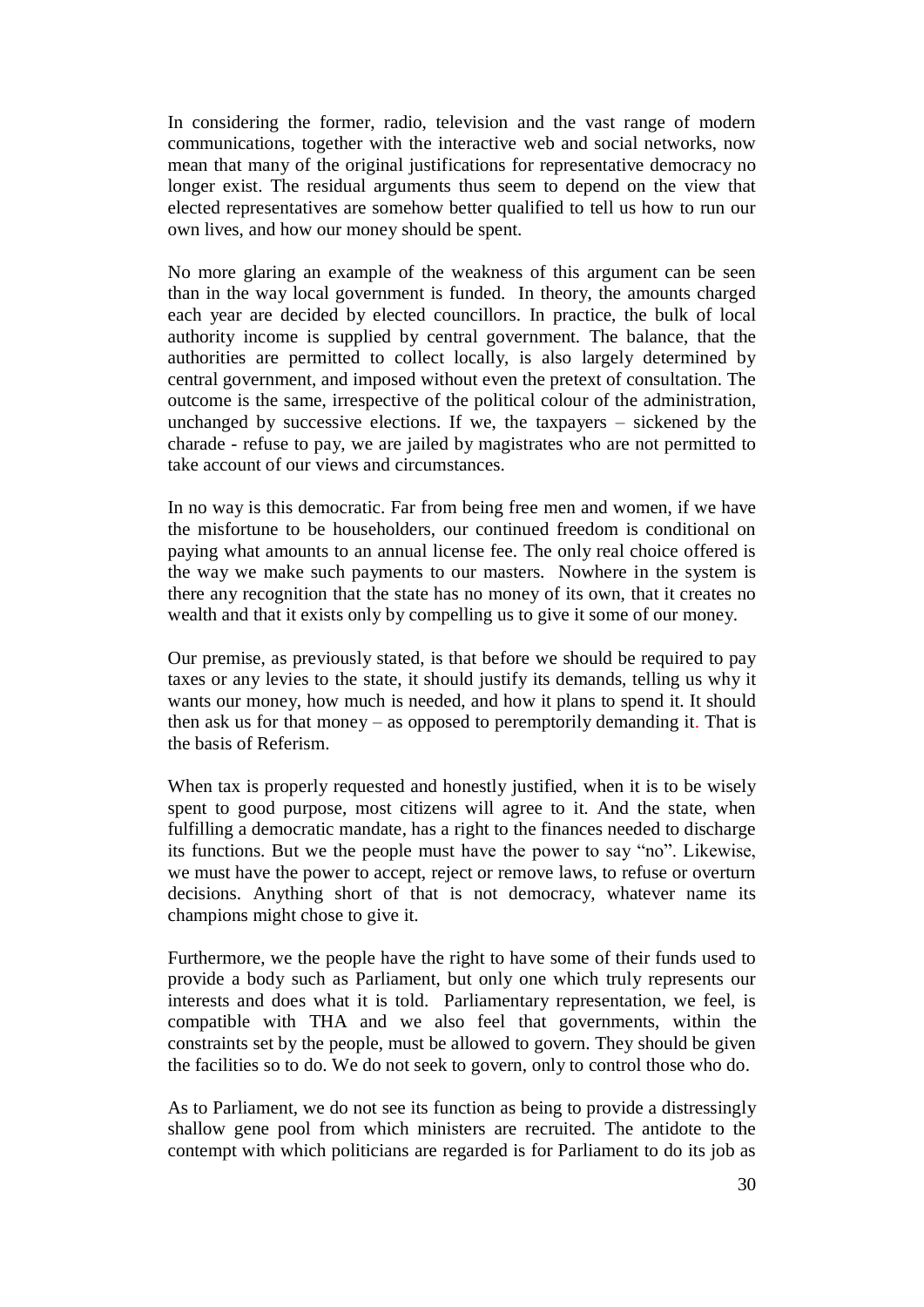In considering the former, radio, television and the vast range of modern communications, together with the interactive web and social networks, now mean that many of the original justifications for representative democracy no longer exist. The residual arguments thus seem to depend on the view that elected representatives are somehow better qualified to tell us how to run our own lives, and how our money should be spent.

No more glaring an example of the weakness of this argument can be seen than in the way local government is funded. In theory, the amounts charged each year are decided by elected councillors. In practice, the bulk of local authority income is supplied by central government. The balance, that the authorities are permitted to collect locally, is also largely determined by central government, and imposed without even the pretext of consultation. The outcome is the same, irrespective of the political colour of the administration, unchanged by successive elections. If we, the taxpayers – sickened by the charade - refuse to pay, we are jailed by magistrates who are not permitted to take account of our views and circumstances.

In no way is this democratic. Far from being free men and women, if we have the misfortune to be householders, our continued freedom is conditional on paying what amounts to an annual license fee. The only real choice offered is the way we make such payments to our masters. Nowhere in the system is there any recognition that the state has no money of its own, that it creates no wealth and that it exists only by compelling us to give it some of our money.

Our premise, as previously stated, is that before we should be required to pay taxes or any levies to the state, it should justify its demands, telling us why it wants our money, how much is needed, and how it plans to spend it. It should then ask us for that money – as opposed to peremptorily demanding it. That is the basis of Referism.

When tax is properly requested and honestly justified, when it is to be wisely spent to good purpose, most citizens will agree to it. And the state, when fulfilling a democratic mandate, has a right to the finances needed to discharge its functions. But we the people must have the power to say "no". Likewise, we must have the power to accept, reject or remove laws, to refuse or overturn decisions. Anything short of that is not democracy, whatever name its champions might chose to give it.

Furthermore, we the people have the right to have some of their funds used to provide a body such as Parliament, but only one which truly represents our interests and does what it is told. Parliamentary representation, we feel, is compatible with THA and we also feel that governments, within the constraints set by the people, must be allowed to govern. They should be given the facilities so to do. We do not seek to govern, only to control those who do.

As to Parliament, we do not see its function as being to provide a distressingly shallow gene pool from which ministers are recruited. The antidote to the contempt with which politicians are regarded is for Parliament to do its job as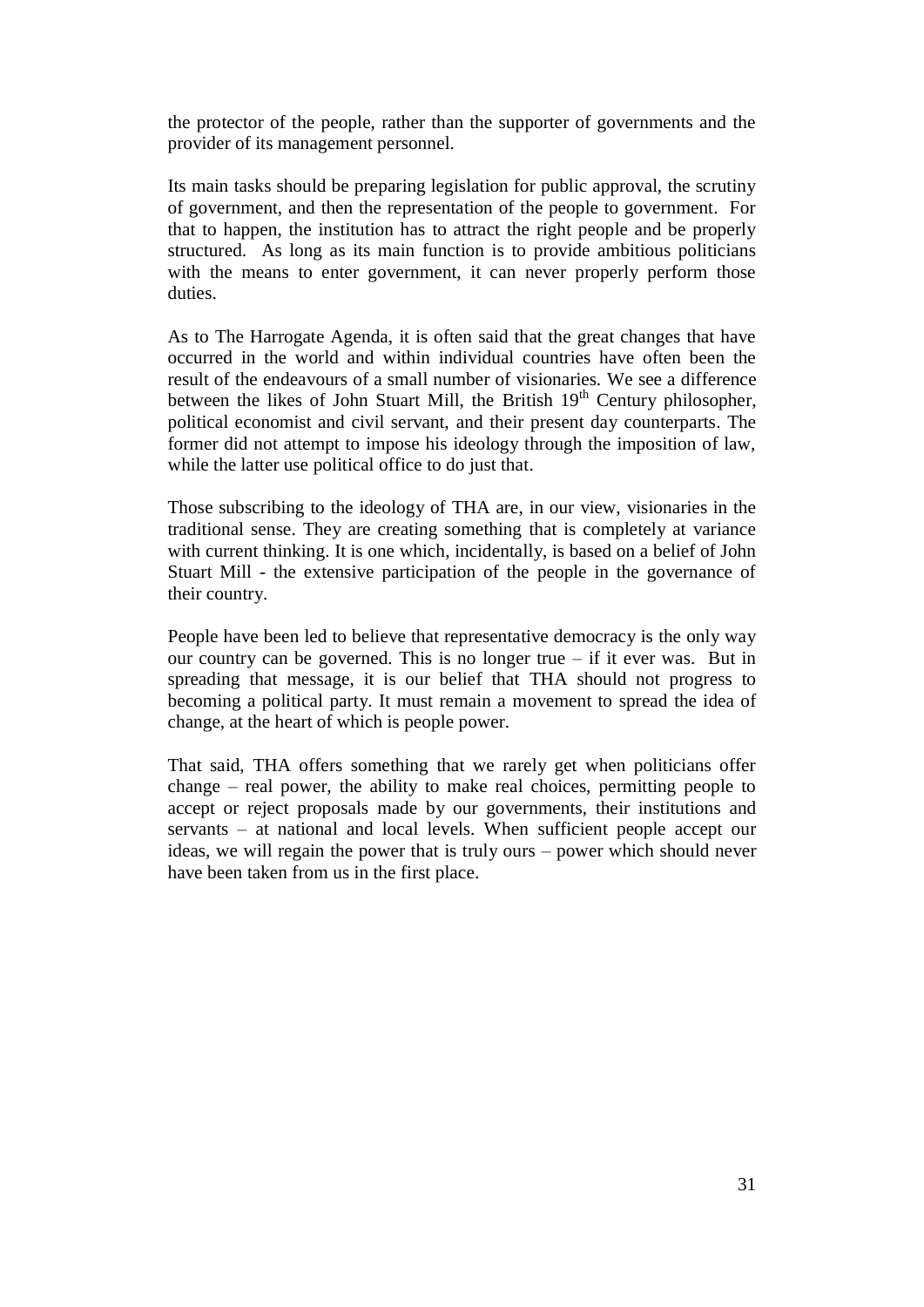the protector of the people, rather than the supporter of governments and the provider of its management personnel.

Its main tasks should be preparing legislation for public approval, the scrutiny of government, and then the representation of the people to government. For that to happen, the institution has to attract the right people and be properly structured. As long as its main function is to provide ambitious politicians with the means to enter government, it can never properly perform those duties.

As to The Harrogate Agenda, it is often said that the great changes that have occurred in the world and within individual countries have often been the result of the endeavours of a small number of visionaries. We see a difference between the likes of John Stuart Mill, the British 19th Century philosopher, political economist and civil servant, and their present day counterparts. The former did not attempt to impose his ideology through the imposition of law, while the latter use political office to do just that.

Those subscribing to the ideology of THA are, in our view, visionaries in the traditional sense. They are creating something that is completely at variance with current thinking. It is one which, incidentally, is based on a belief of John Stuart Mill - the extensive participation of the people in the governance of their country.

People have been led to believe that representative democracy is the only way our country can be governed. This is no longer true – if it ever was. But in spreading that message, it is our belief that THA should not progress to becoming a political party. It must remain a movement to spread the idea of change, at the heart of which is people power.

That said, THA offers something that we rarely get when politicians offer change – real power, the ability to make real choices, permitting people to accept or reject proposals made by our governments, their institutions and servants – at national and local levels. When sufficient people accept our ideas, we will regain the power that is truly ours – power which should never have been taken from us in the first place.